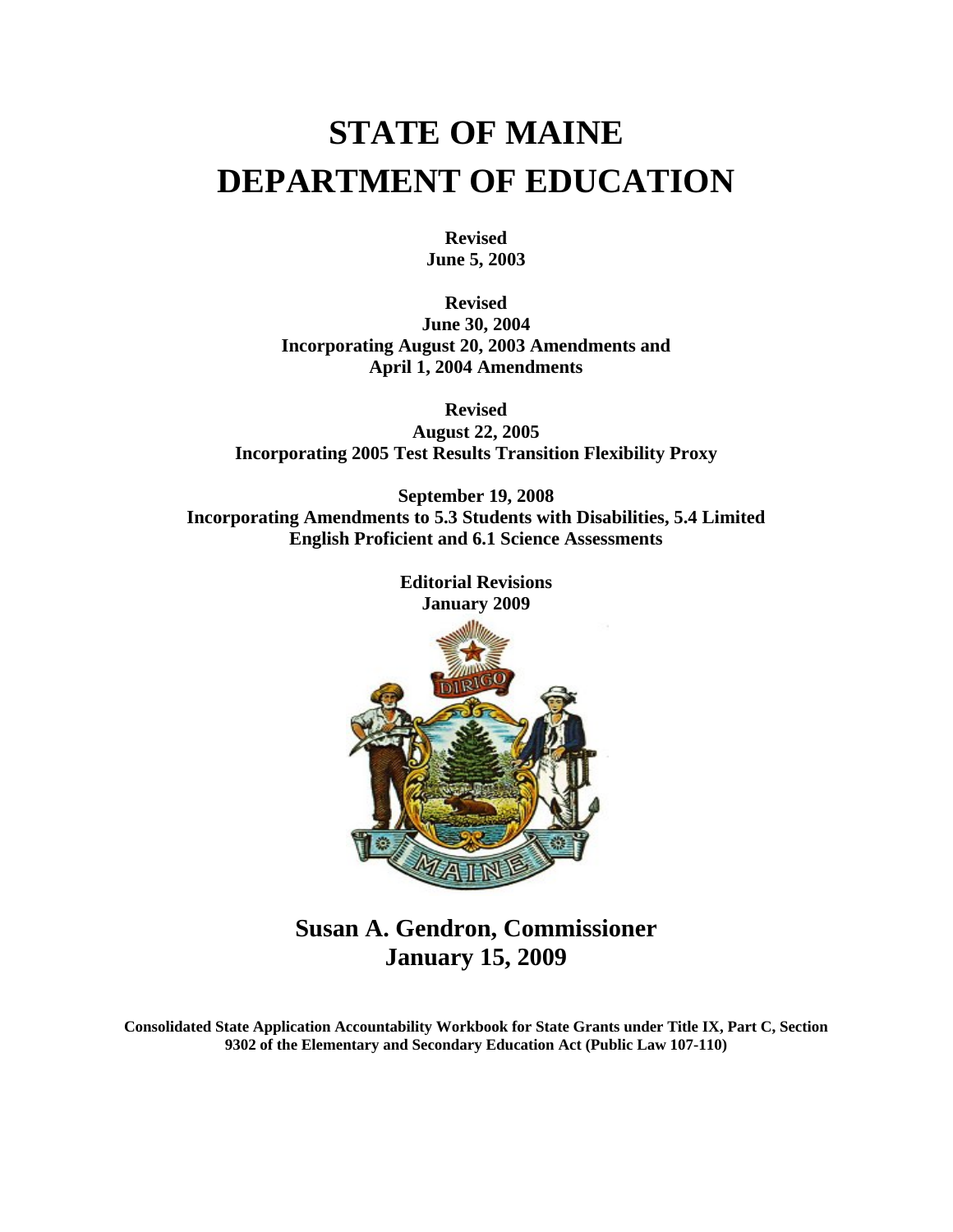# STATE OF MAINE
# DEPARTMENT OF EDUCATION

**Revised**
**June 5, 2003**

**Revised**
**June 30, 2004**
**Incorporating August 20, 2003 Amendments and April 1, 2004 Amendments**

**Revised**
**August 22, 2005**
**Incorporating 2005 Test Results Transition Flexibility Proxy**

**September 19, 2008**
**Incorporating Amendments to 5.3 Students with Disabilities, 5.4 Limited English Proficient and 6.1 Science Assessments**

**Editorial Revisions**
**January 2009**

## Susan A. Gendron, Commissioner
## January 15, 2009

**Consolidated State Application Accountability Workbook for State Grants under Title IX, Part C, Section 9302 of the Elementary and Secondary Education Act (Public Law 107-110)**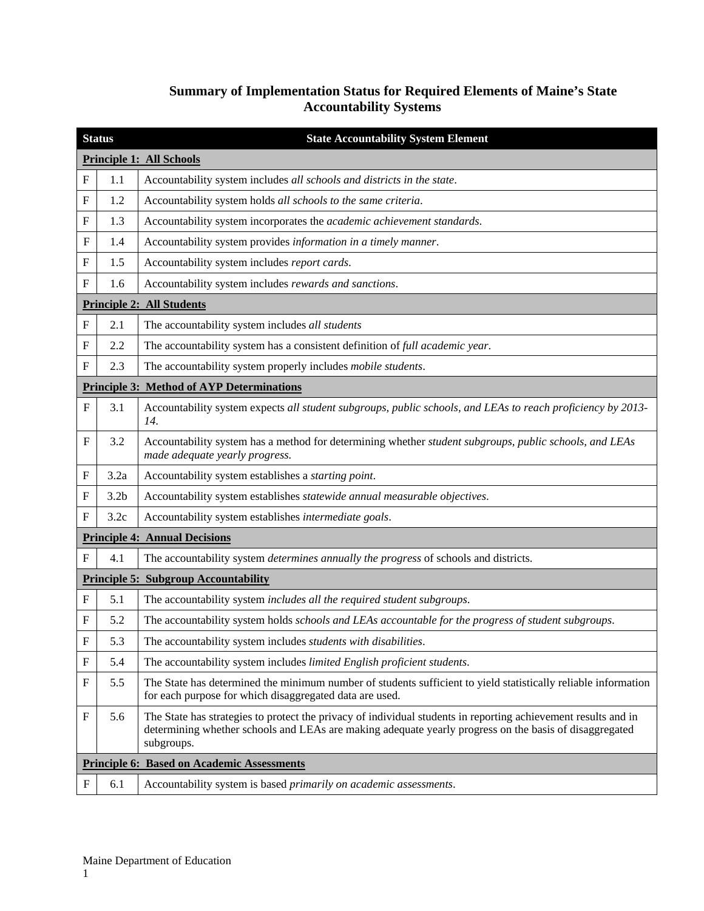## Summary of Implementation Status for Required Elements of Maine's State Accountability Systems

| Status | | State Accountability System Element |
|---|---|---|
| **Principle 1: All Schools** | | |
| F | 1.1 | Accountability system includes *all schools and districts in the state*. |
| F | 1.2 | Accountability system holds *all schools to the same criteria*. |
| F | 1.3 | Accountability system incorporates the *academic achievement standards*. |
| F | 1.4 | Accountability system provides *information in a timely manner*. |
| F | 1.5 | Accountability system includes *report cards*. |
| F | 1.6 | Accountability system includes *rewards and sanctions*. |
| **Principle 2: All Students** | | |
| F | 2.1 | The accountability system includes *all students* |
| F | 2.2 | The accountability system has a consistent definition of *full academic year*. |
| F | 2.3 | The accountability system properly includes *mobile students*. |
| **Principle 3: Method of AYP Determinations** | | |
| F | 3.1 | Accountability system expects *all student subgroups, public schools, and LEAs to reach proficiency by 2013-14*. |
| F | 3.2 | Accountability system has a method for determining whether *student subgroups, public schools, and LEAs made adequate yearly progress.* |
| F | 3.2a | Accountability system establishes a *starting point*. |
| F | 3.2b | Accountability system establishes *statewide annual measurable objectives*. |
| F | 3.2c | Accountability system establishes *intermediate goals*. |
| **Principle 4: Annual Decisions** | | |
| F | 4.1 | The accountability system *determines annually the progress* of schools and districts. |
| **Principle 5: Subgroup Accountability** | | |
| F | 5.1 | The accountability system *includes all the required student subgroups*. |
| F | 5.2 | The accountability system holds *schools and LEAs accountable for the progress of student subgroups*. |
| F | 5.3 | The accountability system includes *students with disabilities*. |
| F | 5.4 | The accountability system includes *limited English proficient students*. |
| F | 5.5 | The State has determined the minimum number of students sufficient to yield statistically reliable information for each purpose for which disaggregated data are used. |
| F | 5.6 | The State has strategies to protect the privacy of individual students in reporting achievement results and in determining whether schools and LEAs are making adequate yearly progress on the basis of disaggregated subgroups. |
| **Principle 6: Based on Academic Assessments** | | |
| F | 6.1 | Accountability system is based *primarily on academic assessments*. |

Maine Department of Education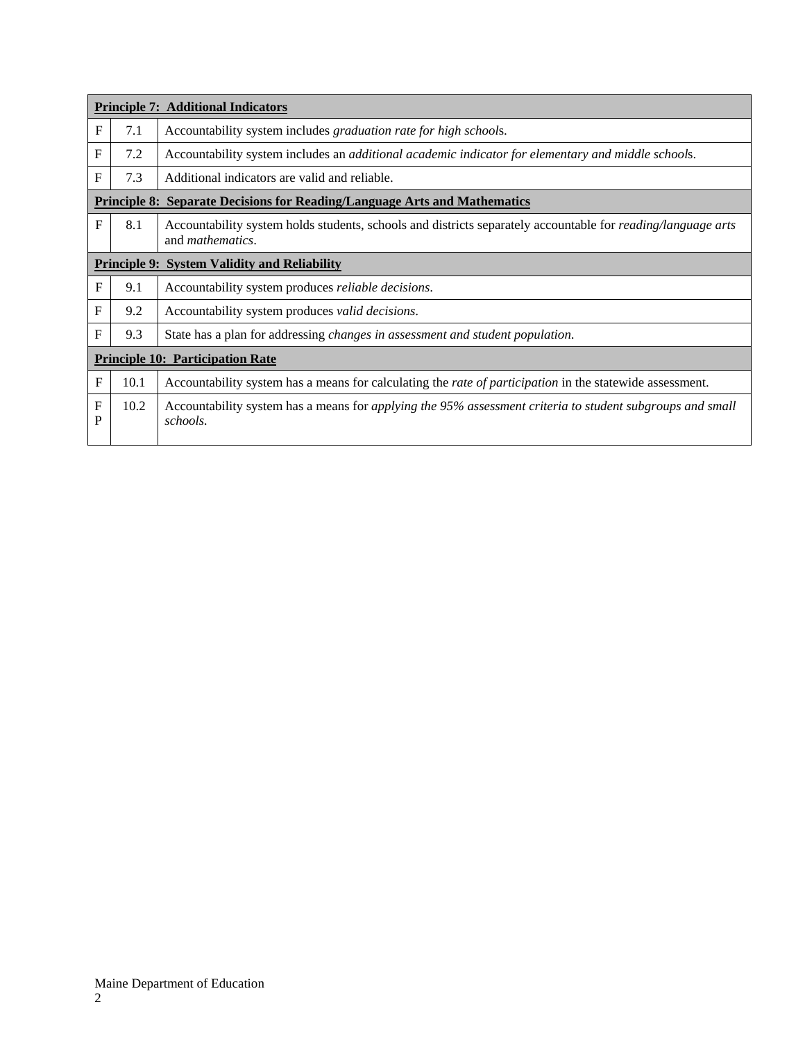| | | |
|---|---|---|
| **Principle 7: Additional Indicators** | | |
| F | 7.1 | Accountability system includes *graduation rate for high school*s. |
| F | 7.2 | Accountability system includes an *additional academic indicator for elementary and middle school*s. |
| F | 7.3 | Additional indicators are valid and reliable. |
| **Principle 8: Separate Decisions for Reading/Language Arts and Mathematics** | | |
| F | 8.1 | Accountability system holds students, schools and districts separately accountable for *reading/language arts* and *mathematics*. |
| **Principle 9: System Validity and Reliability** | | |
| F | 9.1 | Accountability system produces *reliable decisions*. |
| F | 9.2 | Accountability system produces *valid decisions*. |
| F | 9.3 | State has a plan for addressing *changes in assessment and student population*. |
| **Principle 10: Participation Rate** | | |
| F | 10.1 | Accountability system has a means for calculating the *rate of participation* in the statewide assessment. |
| F P | 10.2 | Accountability system has a means for *applying the 95% assessment criteria to student subgroups and small schools.* |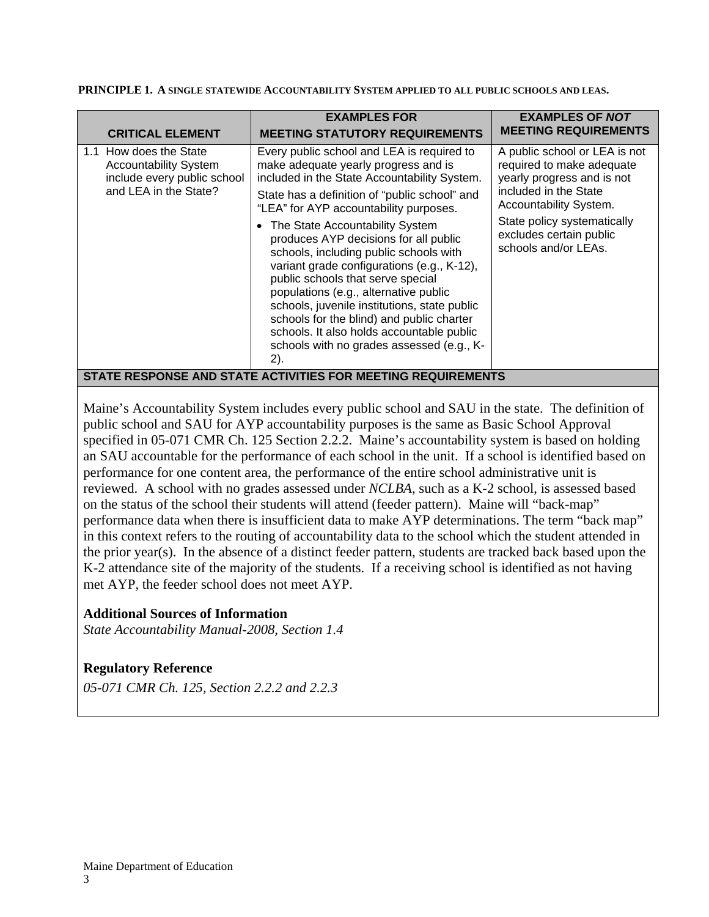**PRINCIPLE 1. A SINGLE STATEWIDE ACCOUNTABILITY SYSTEM APPLIED TO ALL PUBLIC SCHOOLS AND LEAS.**

| CRITICAL ELEMENT | EXAMPLES FOR MEETING STATUTORY REQUIREMENTS | EXAMPLES OF *NOT* MEETING REQUIREMENTS |
|---|---|---|
| 1.1 How does the State Accountability System include every public school and LEA in the State? | Every public school and LEA is required to make adequate yearly progress and is included in the State Accountability System.<br><br>State has a definition of "public school" and "LEA" for AYP accountability purposes.<br><br>• The State Accountability System produces AYP decisions for all public schools, including public schools with variant grade configurations (e.g., K-12), public schools that serve special populations (e.g., alternative public schools, juvenile institutions, state public schools for the blind) and public charter schools. It also holds accountable public schools with no grades assessed (e.g., K-2). | A public school or LEA is not required to make adequate yearly progress and is not included in the State Accountability System.<br><br>State policy systematically excludes certain public schools and/or LEAs. |

**STATE RESPONSE AND STATE ACTIVITIES FOR MEETING REQUIREMENTS**

Maine's Accountability System includes every public school and SAU in the state. The definition of public school and SAU for AYP accountability purposes is the same as Basic School Approval specified in 05-071 CMR Ch. 125 Section 2.2.2. Maine's accountability system is based on holding an SAU accountable for the performance of each school in the unit. If a school is identified based on performance for one content area, the performance of the entire school administrative unit is reviewed. A school with no grades assessed under *NCLBA*, such as a K-2 school, is assessed based on the status of the school their students will attend (feeder pattern). Maine will "back-map" performance data when there is insufficient data to make AYP determinations. The term "back map" in this context refers to the routing of accountability data to the school which the student attended in the prior year(s). In the absence of a distinct feeder pattern, students are tracked back based upon the K-2 attendance site of the majority of the students. If a receiving school is identified as not having met AYP, the feeder school does not meet AYP.

**Additional Sources of Information**

*State Accountability Manual-2008, Section 1.4*

**Regulatory Reference**

*05-071 CMR Ch. 125, Section 2.2.2 and 2.2.3*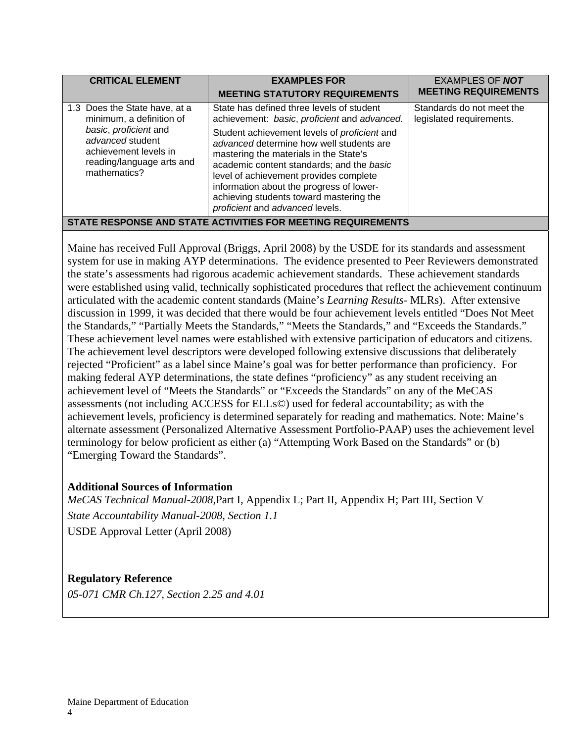| CRITICAL ELEMENT | EXAMPLES FOR MEETING STATUTORY REQUIREMENTS | EXAMPLES OF ***NOT*** MEETING REQUIREMENTS |
|---|---|---|
| 1.3 Does the State have, at a minimum, a definition of *basic*, *proficient* and *advanced* student achievement levels in reading/language arts and mathematics? | State has defined three levels of student achievement: *basic*, *proficient* and *advanced*. Student achievement levels of *proficient* and *advanced* determine how well students are mastering the materials in the State's academic content standards; and the *basic* level of achievement provides complete information about the progress of lower-achieving students toward mastering the *proficient* and *advanced* levels. | Standards do not meet the legislated requirements. |

**STATE RESPONSE AND STATE ACTIVITIES FOR MEETING REQUIREMENTS**

Maine has received Full Approval (Briggs, April 2008) by the USDE for its standards and assessment system for use in making AYP determinations. The evidence presented to Peer Reviewers demonstrated the state's assessments had rigorous academic achievement standards. These achievement standards were established using valid, technically sophisticated procedures that reflect the achievement continuum articulated with the academic content standards (Maine's *Learning Results*- MLRs). After extensive discussion in 1999, it was decided that there would be four achievement levels entitled "Does Not Meet the Standards," "Partially Meets the Standards," "Meets the Standards," and "Exceeds the Standards." These achievement level names were established with extensive participation of educators and citizens. The achievement level descriptors were developed following extensive discussions that deliberately rejected "Proficient" as a label since Maine's goal was for better performance than proficiency. For making federal AYP determinations, the state defines "proficiency" as any student receiving an achievement level of "Meets the Standards" or "Exceeds the Standards" on any of the MeCAS assessments (not including ACCESS for ELLs©) used for federal accountability; as with the achievement levels, proficiency is determined separately for reading and mathematics. Note: Maine's alternate assessment (Personalized Alternative Assessment Portfolio-PAAP) uses the achievement level terminology for below proficient as either (a) "Attempting Work Based on the Standards" or (b) "Emerging Toward the Standards".

**Additional Sources of Information**

*MeCAS Technical Manual-2008*,Part I, Appendix L; Part II, Appendix H; Part III, Section V

*State Accountability Manual-2008, Section 1.1*

USDE Approval Letter (April 2008)

**Regulatory Reference**

*05-071 CMR Ch.127, Section 2.25 and 4.01*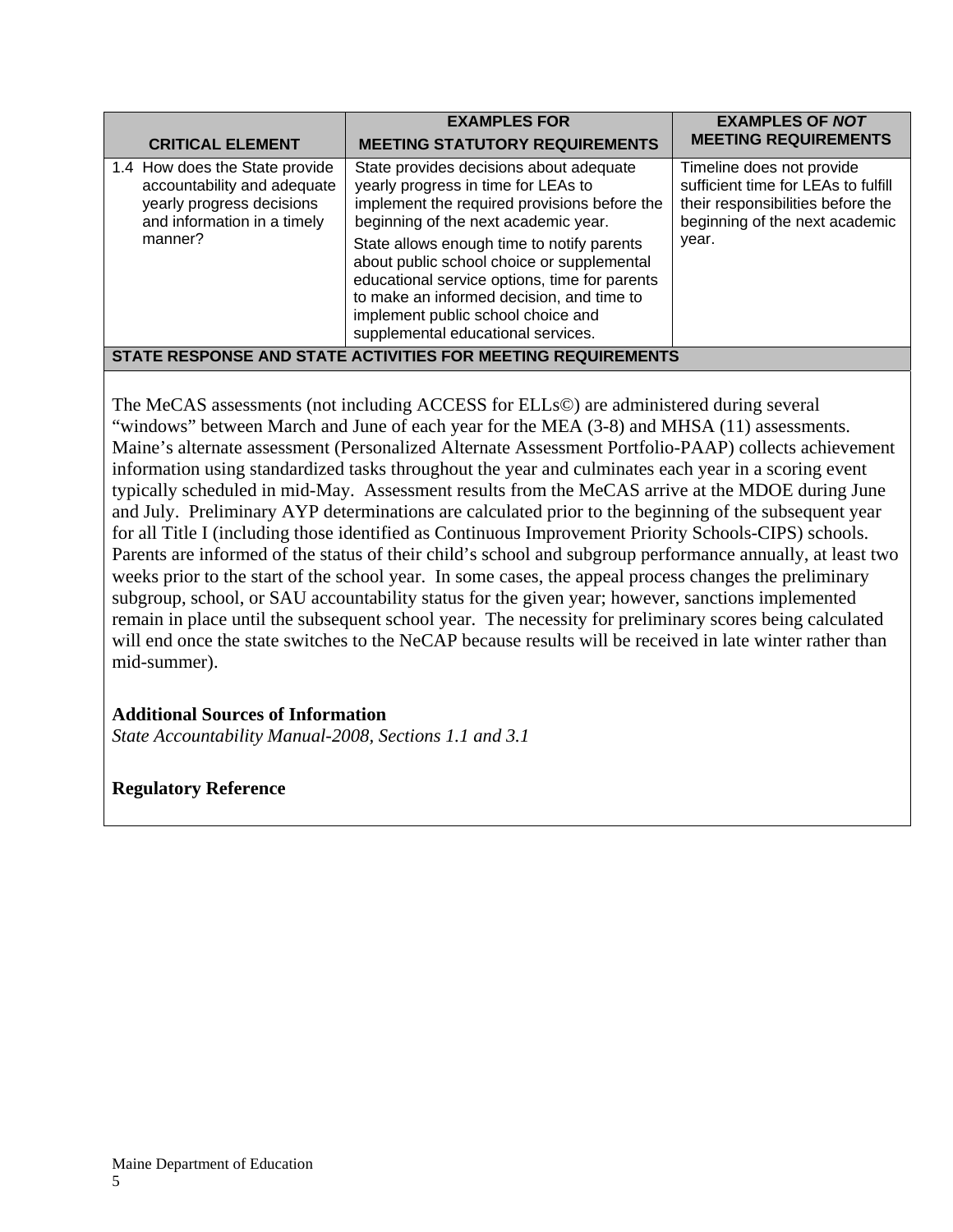| CRITICAL ELEMENT | EXAMPLES FOR MEETING STATUTORY REQUIREMENTS | EXAMPLES OF *NOT* MEETING REQUIREMENTS |
|---|---|---|
| 1.4 How does the State provide accountability and adequate yearly progress decisions and information in a timely manner? | State provides decisions about adequate yearly progress in time for LEAs to implement the required provisions before the beginning of the next academic year.<br><br>State allows enough time to notify parents about public school choice or supplemental educational service options, time for parents to make an informed decision, and time to implement public school choice and supplemental educational services. | Timeline does not provide sufficient time for LEAs to fulfill their responsibilities before the beginning of the next academic year. |

**STATE RESPONSE AND STATE ACTIVITIES FOR MEETING REQUIREMENTS**

The MeCAS assessments (not including ACCESS for ELLs©) are administered during several "windows" between March and June of each year for the MEA (3-8) and MHSA (11) assessments. Maine's alternate assessment (Personalized Alternate Assessment Portfolio-PAAP) collects achievement information using standardized tasks throughout the year and culminates each year in a scoring event typically scheduled in mid-May. Assessment results from the MeCAS arrive at the MDOE during June and July. Preliminary AYP determinations are calculated prior to the beginning of the subsequent year for all Title I (including those identified as Continuous Improvement Priority Schools-CIPS) schools. Parents are informed of the status of their child's school and subgroup performance annually, at least two weeks prior to the start of the school year. In some cases, the appeal process changes the preliminary subgroup, school, or SAU accountability status for the given year; however, sanctions implemented remain in place until the subsequent school year. The necessity for preliminary scores being calculated will end once the state switches to the NeCAP because results will be received in late winter rather than mid-summer).

**Additional Sources of Information**

*State Accountability Manual-2008, Sections 1.1 and 3.1*

**Regulatory Reference**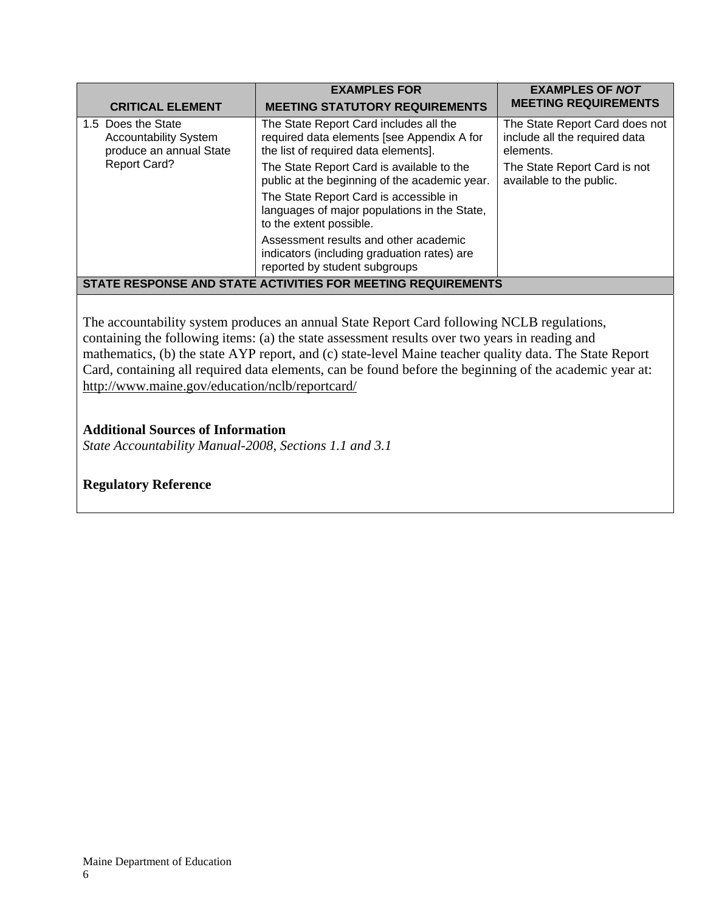| CRITICAL ELEMENT | EXAMPLES FOR MEETING STATUTORY REQUIREMENTS | EXAMPLES OF *NOT* MEETING REQUIREMENTS |
|---|---|---|
| 1.5 Does the State Accountability System produce an annual State Report Card? | The State Report Card includes all the required data elements [see Appendix A for the list of required data elements].<br>The State Report Card is available to the public at the beginning of the academic year.<br>The State Report Card is accessible in languages of major populations in the State, to the extent possible.<br>Assessment results and other academic indicators (including graduation rates) are reported by student subgroups | The State Report Card does not include all the required data elements.<br>The State Report Card is not available to the public. |

**STATE RESPONSE AND STATE ACTIVITIES FOR MEETING REQUIREMENTS**

The accountability system produces an annual State Report Card following NCLB regulations, containing the following items: (a) the state assessment results over two years in reading and mathematics, (b) the state AYP report, and (c) state-level Maine teacher quality data. The State Report Card, containing all required data elements, can be found before the beginning of the academic year at: http://www.maine.gov/education/nclb/reportcard/

**Additional Sources of Information**

*State Accountability Manual-2008, Sections 1.1 and 3.1*

**Regulatory Reference**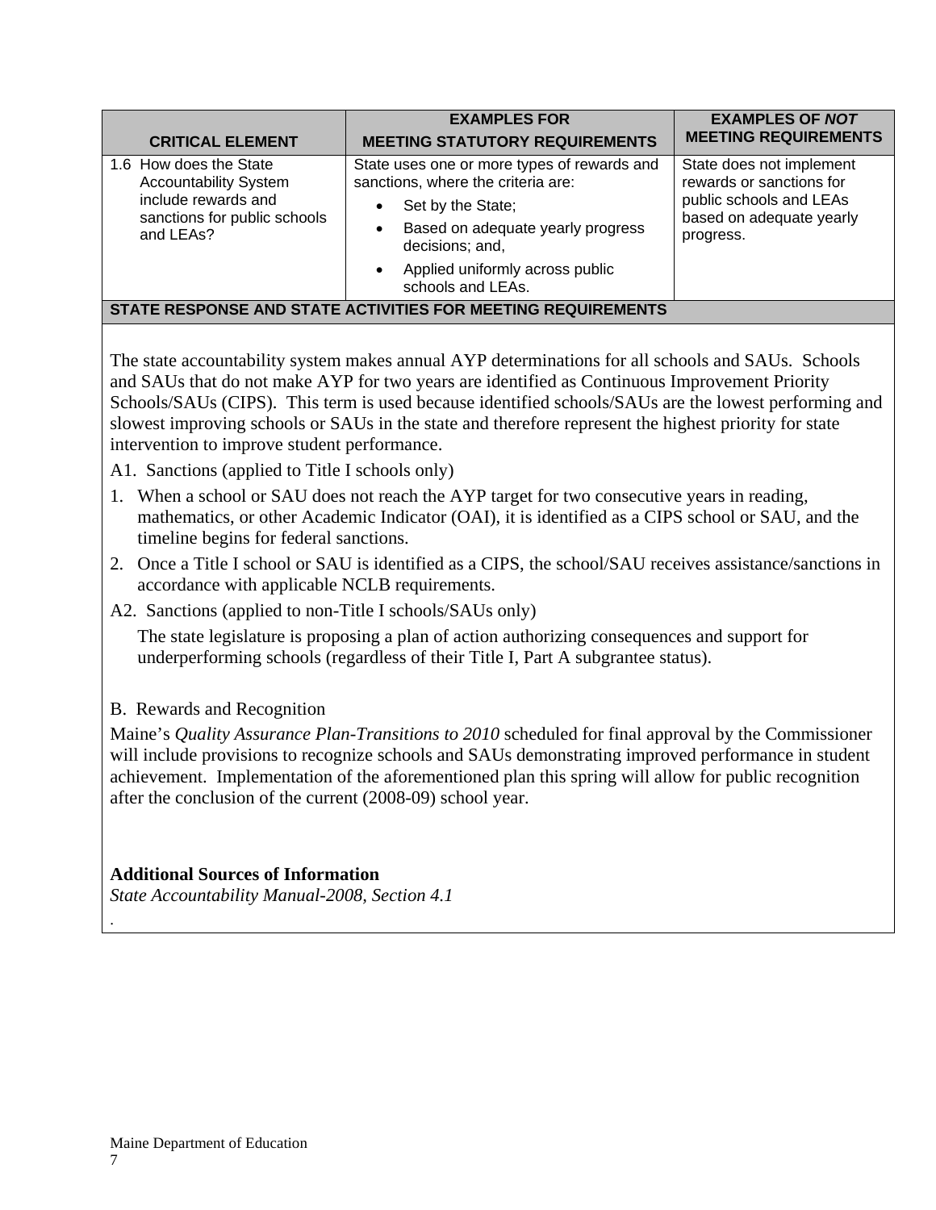| CRITICAL ELEMENT | EXAMPLES FOR MEETING STATUTORY REQUIREMENTS | EXAMPLES OF *NOT* MEETING REQUIREMENTS |
|---|---|---|
| 1.6 How does the State Accountability System include rewards and sanctions for public schools and LEAs? | State uses one or more types of rewards and sanctions, where the criteria are:<br>• Set by the State;<br>• Based on adequate yearly progress decisions; and,<br>• Applied uniformly across public schools and LEAs. | State does not implement rewards or sanctions for public schools and LEAs based on adequate yearly progress. |

**STATE RESPONSE AND STATE ACTIVITIES FOR MEETING REQUIREMENTS**

The state accountability system makes annual AYP determinations for all schools and SAUs. Schools and SAUs that do not make AYP for two years are identified as Continuous Improvement Priority Schools/SAUs (CIPS). This term is used because identified schools/SAUs are the lowest performing and slowest improving schools or SAUs in the state and therefore represent the highest priority for state intervention to improve student performance.

A1. Sanctions (applied to Title I schools only)

1. When a school or SAU does not reach the AYP target for two consecutive years in reading, mathematics, or other Academic Indicator (OAI), it is identified as a CIPS school or SAU, and the timeline begins for federal sanctions.
2. Once a Title I school or SAU is identified as a CIPS, the school/SAU receives assistance/sanctions in accordance with applicable NCLB requirements.

A2. Sanctions (applied to non-Title I schools/SAUs only)

The state legislature is proposing a plan of action authorizing consequences and support for underperforming schools (regardless of their Title I, Part A subgrantee status).

B. Rewards and Recognition

Maine's *Quality Assurance Plan-Transitions to 2010* scheduled for final approval by the Commissioner will include provisions to recognize schools and SAUs demonstrating improved performance in student achievement. Implementation of the aforementioned plan this spring will allow for public recognition after the conclusion of the current (2008-09) school year.

**Additional Sources of Information**

*State Accountability Manual-2008, Section 4.1*

.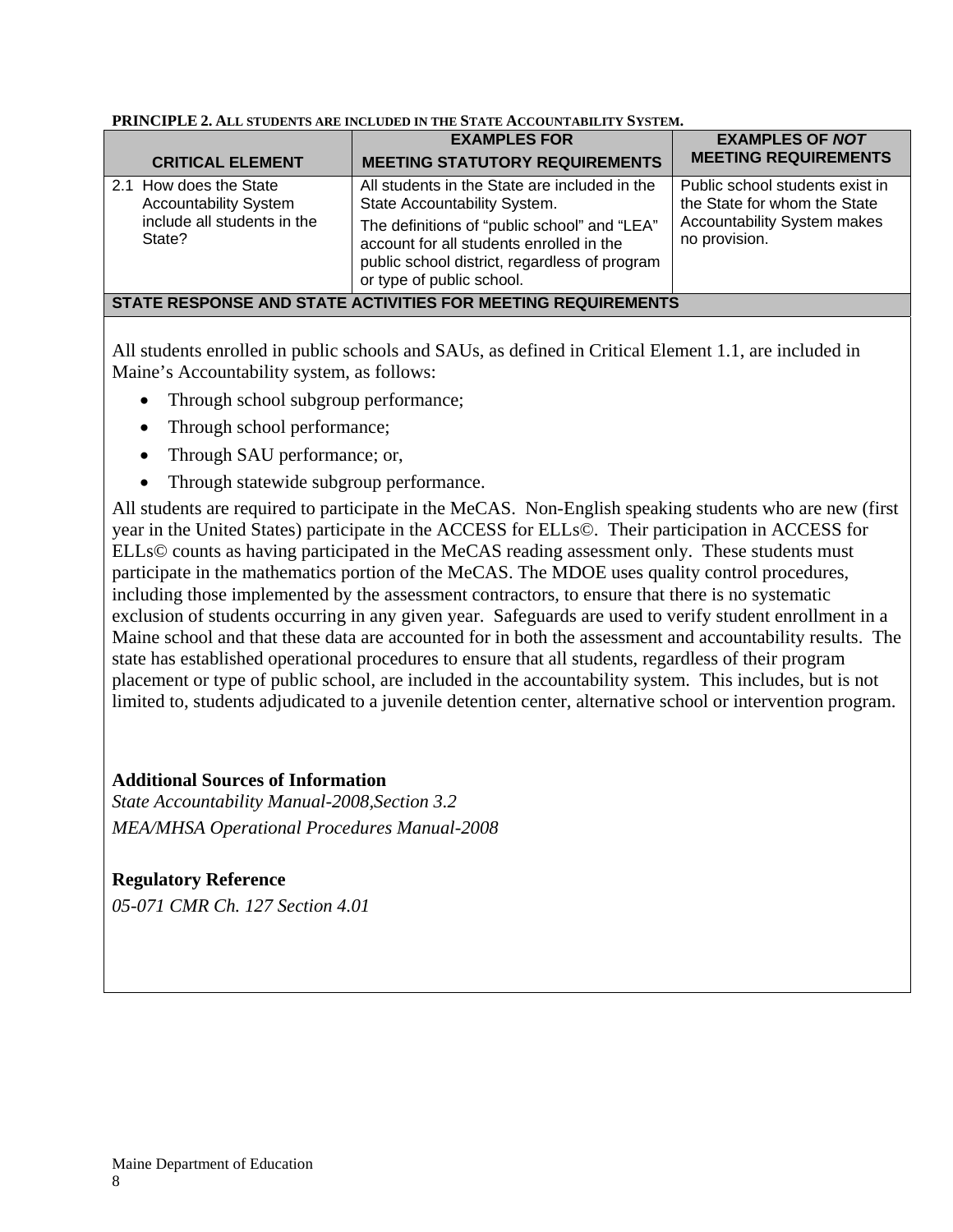**PRINCIPLE 2. ALL STUDENTS ARE INCLUDED IN THE STATE ACCOUNTABILITY SYSTEM.**

| CRITICAL ELEMENT | EXAMPLES FOR MEETING STATUTORY REQUIREMENTS | EXAMPLES OF *NOT* MEETING REQUIREMENTS |
|---|---|---|
| 2.1 How does the State Accountability System include all students in the State? | All students in the State are included in the State Accountability System. The definitions of "public school" and "LEA" account for all students enrolled in the public school district, regardless of program or type of public school. | Public school students exist in the State for whom the State Accountability System makes no provision. |

**STATE RESPONSE AND STATE ACTIVITIES FOR MEETING REQUIREMENTS**

All students enrolled in public schools and SAUs, as defined in Critical Element 1.1, are included in Maine's Accountability system, as follows:

- Through school subgroup performance;
- Through school performance;
- Through SAU performance; or,
- Through statewide subgroup performance.

All students are required to participate in the MeCAS. Non-English speaking students who are new (first year in the United States) participate in the ACCESS for ELLs©. Their participation in ACCESS for ELLs© counts as having participated in the MeCAS reading assessment only. These students must participate in the mathematics portion of the MeCAS. The MDOE uses quality control procedures, including those implemented by the assessment contractors, to ensure that there is no systematic exclusion of students occurring in any given year. Safeguards are used to verify student enrollment in a Maine school and that these data are accounted for in both the assessment and accountability results. The state has established operational procedures to ensure that all students, regardless of their program placement or type of public school, are included in the accountability system. This includes, but is not limited to, students adjudicated to a juvenile detention center, alternative school or intervention program.

**Additional Sources of Information**

*State Accountability Manual-2008,Section 3.2*

*MEA/MHSA Operational Procedures Manual-2008*

**Regulatory Reference**

*05-071 CMR Ch. 127 Section 4.01*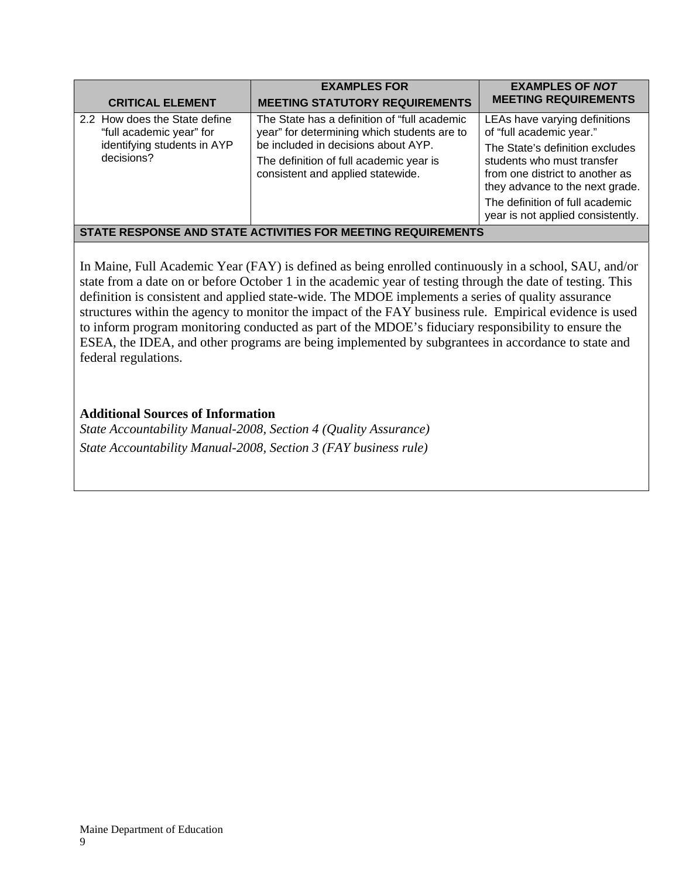| CRITICAL ELEMENT | EXAMPLES FOR MEETING STATUTORY REQUIREMENTS | EXAMPLES OF *NOT* MEETING REQUIREMENTS |
|---|---|---|
| 2.2 How does the State define "full academic year" for identifying students in AYP decisions? | The State has a definition of "full academic year" for determining which students are to be included in decisions about AYP.<br><br>The definition of full academic year is consistent and applied statewide. | LEAs have varying definitions of "full academic year."<br><br>The State's definition excludes students who must transfer from one district to another as they advance to the next grade.<br><br>The definition of full academic year is not applied consistently. |

**STATE RESPONSE AND STATE ACTIVITIES FOR MEETING REQUIREMENTS**

In Maine, Full Academic Year (FAY) is defined as being enrolled continuously in a school, SAU, and/or state from a date on or before October 1 in the academic year of testing through the date of testing. This definition is consistent and applied state-wide. The MDOE implements a series of quality assurance structures within the agency to monitor the impact of the FAY business rule. Empirical evidence is used to inform program monitoring conducted as part of the MDOE's fiduciary responsibility to ensure the ESEA, the IDEA, and other programs are being implemented by subgrantees in accordance to state and federal regulations.

**Additional Sources of Information**

*State Accountability Manual-2008, Section 4 (Quality Assurance)*

*State Accountability Manual-2008, Section 3 (FAY business rule)*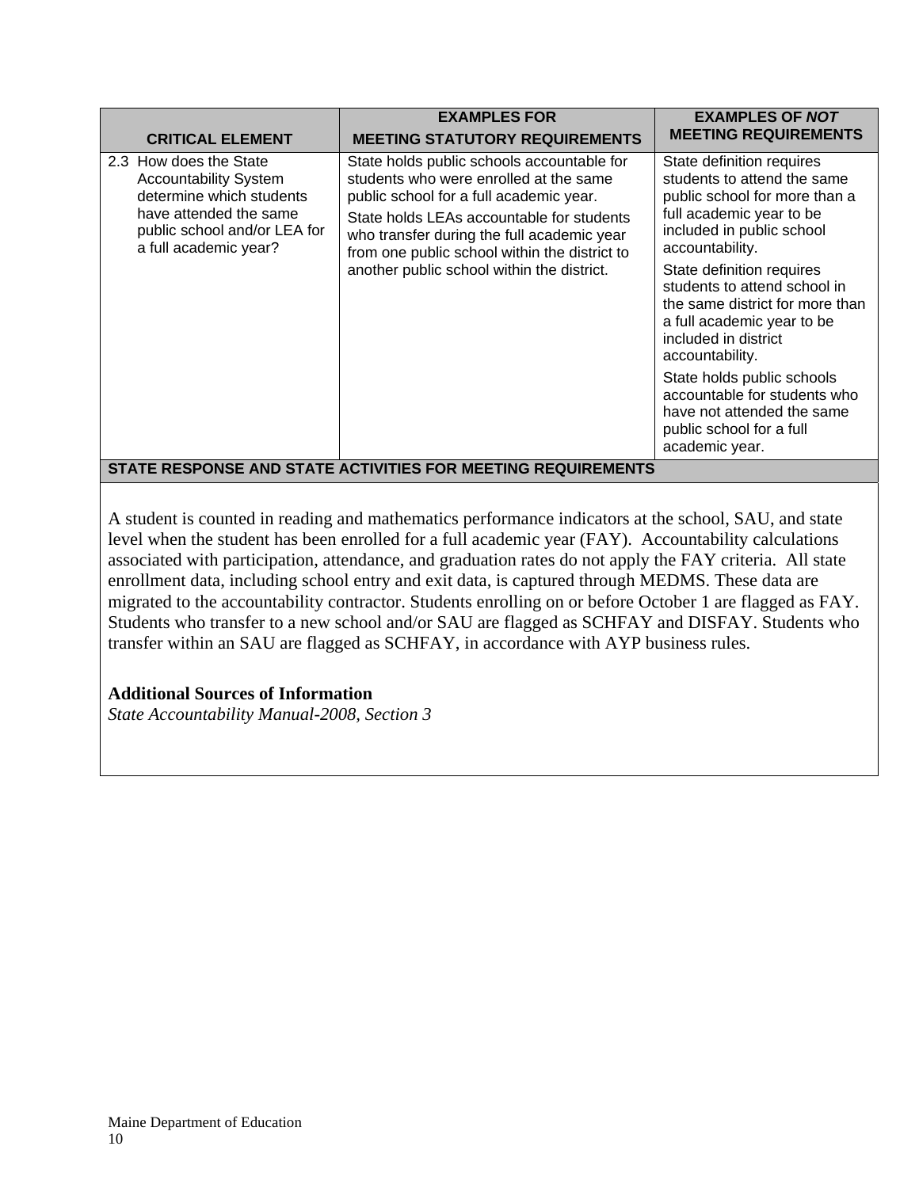| CRITICAL ELEMENT | EXAMPLES FOR MEETING STATUTORY REQUIREMENTS | EXAMPLES OF *NOT* MEETING REQUIREMENTS |
|---|---|---|
| 2.3 How does the State Accountability System determine which students have attended the same public school and/or LEA for a full academic year? | State holds public schools accountable for students who were enrolled at the same public school for a full academic year.<br><br>State holds LEAs accountable for students who transfer during the full academic year from one public school within the district to another public school within the district. | State definition requires students to attend the same public school for more than a full academic year to be included in public school accountability.<br><br>State definition requires students to attend school in the same district for more than a full academic year to be included in district accountability.<br><br>State holds public schools accountable for students who have not attended the same public school for a full academic year. |

**STATE RESPONSE AND STATE ACTIVITIES FOR MEETING REQUIREMENTS**

A student is counted in reading and mathematics performance indicators at the school, SAU, and state level when the student has been enrolled for a full academic year (FAY). Accountability calculations associated with participation, attendance, and graduation rates do not apply the FAY criteria. All state enrollment data, including school entry and exit data, is captured through MEDMS. These data are migrated to the accountability contractor. Students enrolling on or before October 1 are flagged as FAY. Students who transfer to a new school and/or SAU are flagged as SCHFAY and DISFAY. Students who transfer within an SAU are flagged as SCHFAY, in accordance with AYP business rules.

**Additional Sources of Information**

*State Accountability Manual-2008, Section 3*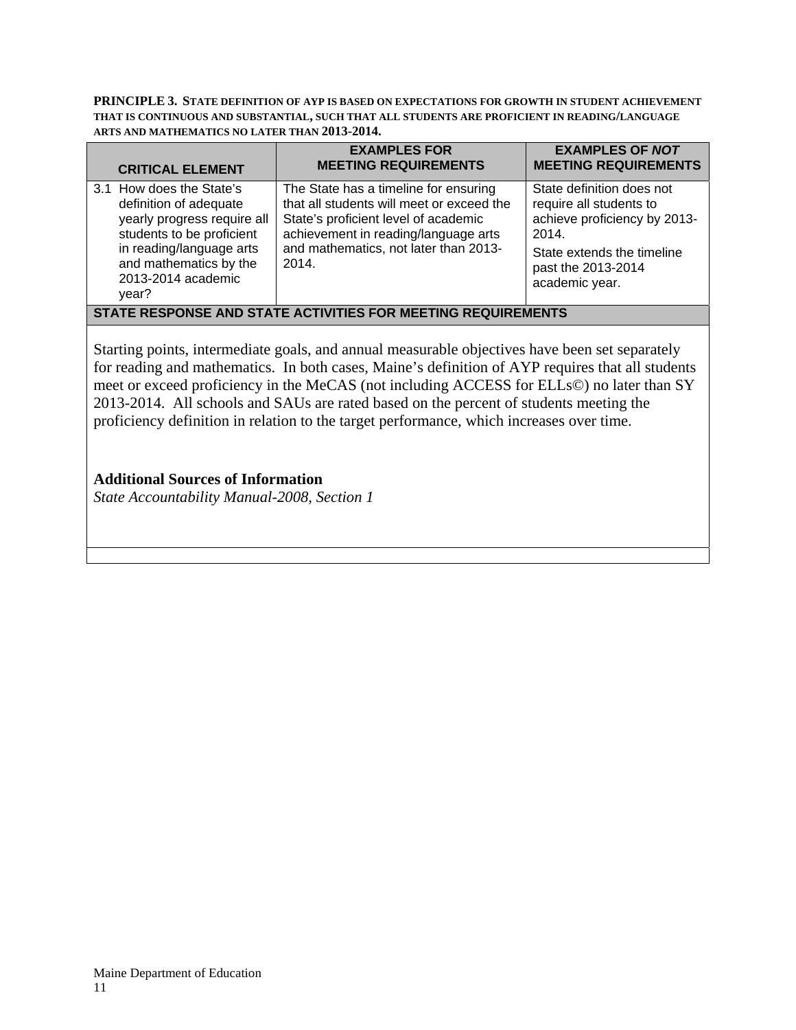**PRINCIPLE 3. STATE DEFINITION OF AYP IS BASED ON EXPECTATIONS FOR GROWTH IN STUDENT ACHIEVEMENT THAT IS CONTINUOUS AND SUBSTANTIAL, SUCH THAT ALL STUDENTS ARE PROFICIENT IN READING/LANGUAGE ARTS AND MATHEMATICS NO LATER THAN 2013-2014.**

| CRITICAL ELEMENT | EXAMPLES FOR MEETING REQUIREMENTS | EXAMPLES OF *NOT* MEETING REQUIREMENTS |
|---|---|---|
| 3.1 How does the State's definition of adequate yearly progress require all students to be proficient in reading/language arts and mathematics by the 2013-2014 academic year? | The State has a timeline for ensuring that all students will meet or exceed the State's proficient level of academic achievement in reading/language arts and mathematics, not later than 2013-2014. | State definition does not require all students to achieve proficiency by 2013-2014.<br>State extends the timeline past the 2013-2014 academic year. |

**STATE RESPONSE AND STATE ACTIVITIES FOR MEETING REQUIREMENTS**

Starting points, intermediate goals, and annual measurable objectives have been set separately for reading and mathematics. In both cases, Maine's definition of AYP requires that all students meet or exceed proficiency in the MeCAS (not including ACCESS for ELLs©) no later than SY 2013-2014. All schools and SAUs are rated based on the percent of students meeting the proficiency definition in relation to the target performance, which increases over time.

**Additional Sources of Information**

*State Accountability Manual-2008, Section 1*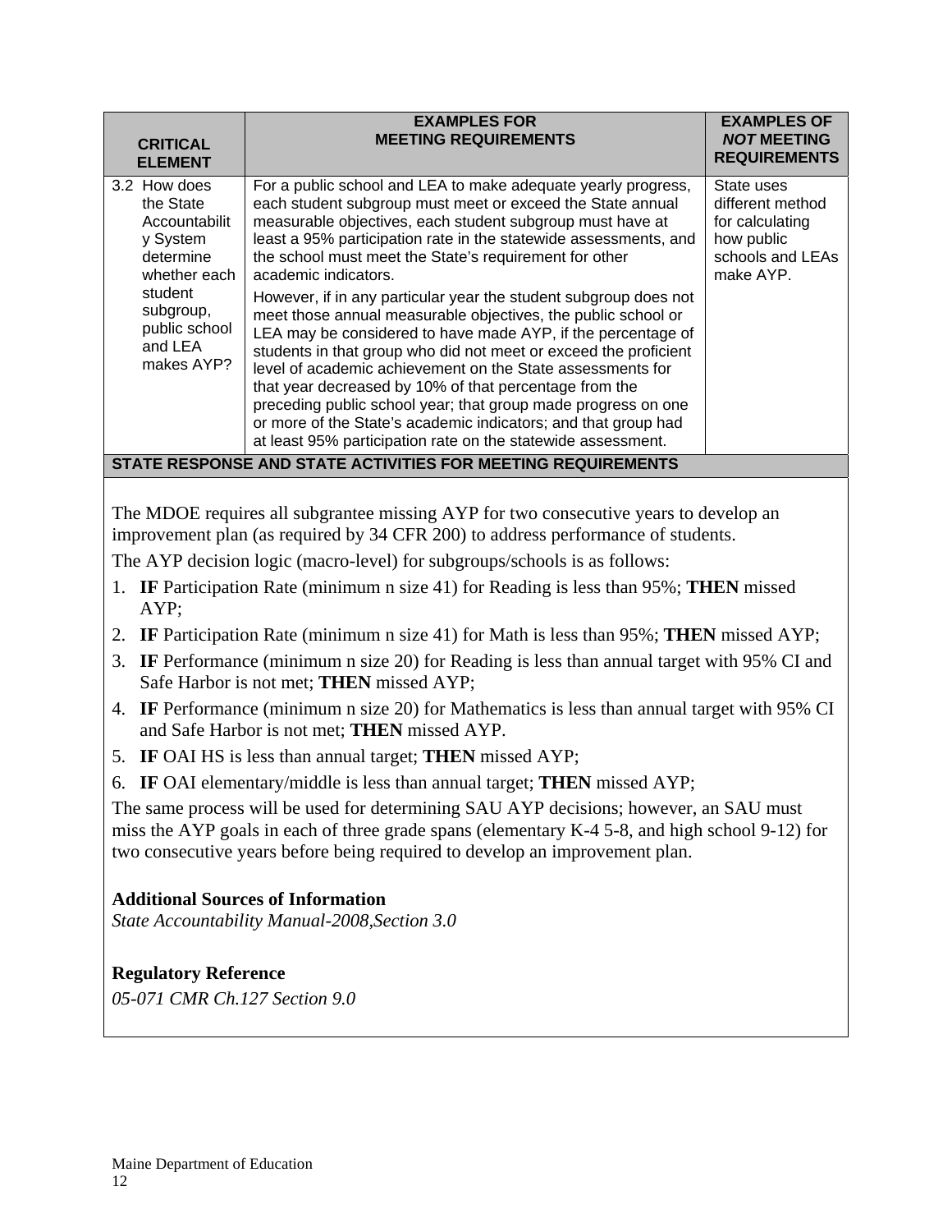| CRITICAL ELEMENT | EXAMPLES FOR MEETING REQUIREMENTS | EXAMPLES OF *NOT* MEETING REQUIREMENTS |
|---|---|---|
| 3.2 How does the State Accountability System determine whether each student subgroup, public school and LEA makes AYP? | For a public school and LEA to make adequate yearly progress, each student subgroup must meet or exceed the State annual measurable objectives, each student subgroup must have at least a 95% participation rate in the statewide assessments, and the school must meet the State's requirement for other academic indicators.<br><br>However, if in any particular year the student subgroup does not meet those annual measurable objectives, the public school or LEA may be considered to have made AYP, if the percentage of students in that group who did not meet or exceed the proficient level of academic achievement on the State assessments for that year decreased by 10% of that percentage from the preceding public school year; that group made progress on one or more of the State's academic indicators; and that group had at least 95% participation rate on the statewide assessment. | State uses different method for calculating how public schools and LEAs make AYP. |

**STATE RESPONSE AND STATE ACTIVITIES FOR MEETING REQUIREMENTS**

The MDOE requires all subgrantee missing AYP for two consecutive years to develop an improvement plan (as required by 34 CFR 200) to address performance of students.

The AYP decision logic (macro-level) for subgroups/schools is as follows:

1. **IF** Participation Rate (minimum n size 41) for Reading is less than 95%; **THEN** missed AYP;
2. **IF** Participation Rate (minimum n size 41) for Math is less than 95%; **THEN** missed AYP;
3. **IF** Performance (minimum n size 20) for Reading is less than annual target with 95% CI and Safe Harbor is not met; **THEN** missed AYP;
4. **IF** Performance (minimum n size 20) for Mathematics is less than annual target with 95% CI and Safe Harbor is not met; **THEN** missed AYP.
5. **IF** OAI HS is less than annual target; **THEN** missed AYP;
6. **IF** OAI elementary/middle is less than annual target; **THEN** missed AYP;

The same process will be used for determining SAU AYP decisions; however, an SAU must miss the AYP goals in each of three grade spans (elementary K-4 5-8, and high school 9-12) for two consecutive years before being required to develop an improvement plan.

**Additional Sources of Information**

*State Accountability Manual-2008,Section 3.0*

**Regulatory Reference**

*05-071 CMR Ch.127 Section 9.0*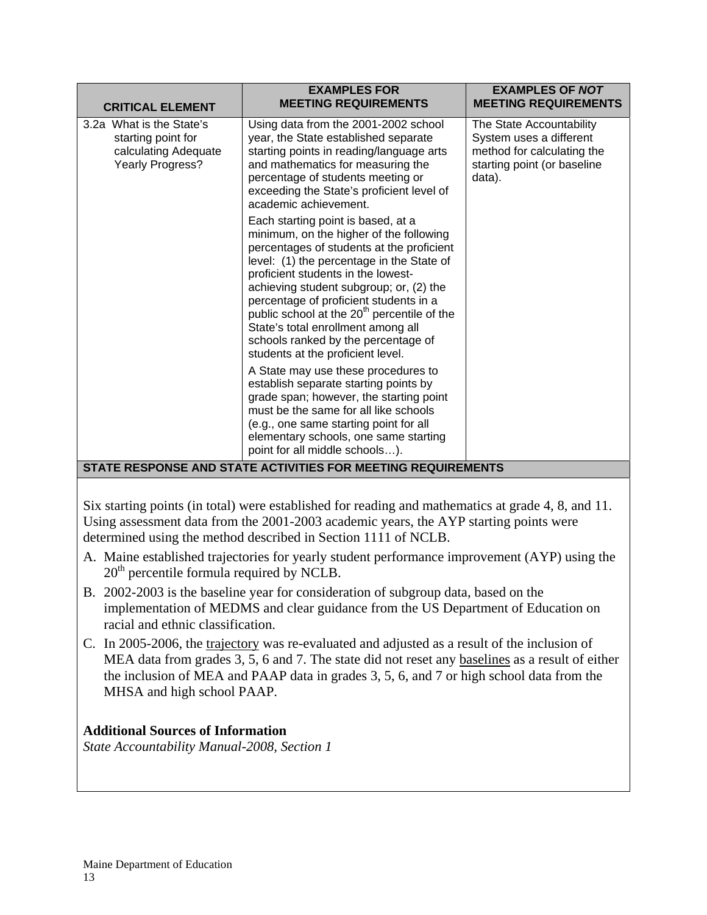| CRITICAL ELEMENT | EXAMPLES FOR MEETING REQUIREMENTS | EXAMPLES OF *NOT* MEETING REQUIREMENTS |
|---|---|---|
| 3.2a What is the State's starting point for calculating Adequate Yearly Progress? | Using data from the 2001-2002 school year, the State established separate starting points in reading/language arts and mathematics for measuring the percentage of students meeting or exceeding the State's proficient level of academic achievement.<br><br>Each starting point is based, at a minimum, on the higher of the following percentages of students at the proficient level: (1) the percentage in the State of proficient students in the lowest-achieving student subgroup; or, (2) the percentage of proficient students in a public school at the 20th percentile of the State's total enrollment among all schools ranked by the percentage of students at the proficient level.<br><br>A State may use these procedures to establish separate starting points by grade span; however, the starting point must be the same for all like schools (e.g., one same starting point for all elementary schools, one same starting point for all middle schools…). | The State Accountability System uses a different method for calculating the starting point (or baseline data). |

**STATE RESPONSE AND STATE ACTIVITIES FOR MEETING REQUIREMENTS**

Six starting points (in total) were established for reading and mathematics at grade 4, 8, and 11. Using assessment data from the 2001-2003 academic years, the AYP starting points were determined using the method described in Section 1111 of NCLB.

A. Maine established trajectories for yearly student performance improvement (AYP) using the 20th percentile formula required by NCLB.
B. 2002-2003 is the baseline year for consideration of subgroup data, based on the implementation of MEDMS and clear guidance from the US Department of Education on racial and ethnic classification.
C. In 2005-2006, the trajectory was re-evaluated and adjusted as a result of the inclusion of MEA data from grades 3, 5, 6 and 7. The state did not reset any baselines as a result of either the inclusion of MEA and PAAP data in grades 3, 5, 6, and 7 or high school data from the MHSA and high school PAAP.

**Additional Sources of Information**

*State Accountability Manual-2008, Section 1*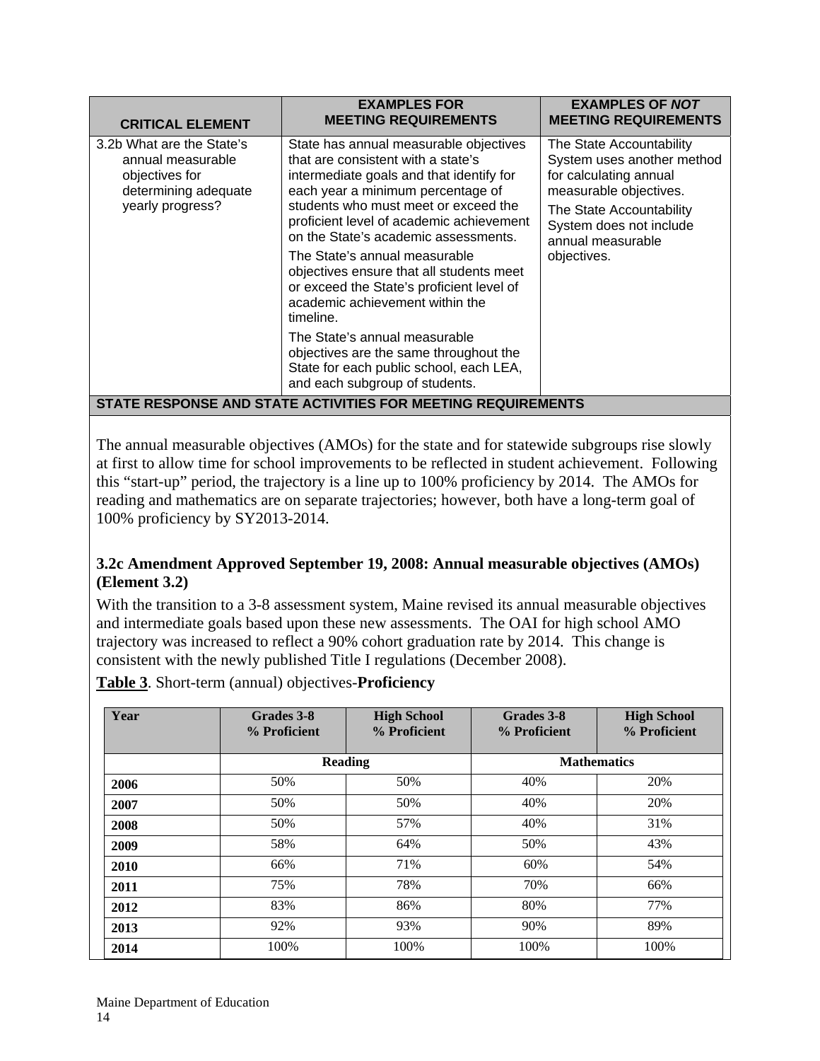| CRITICAL ELEMENT | EXAMPLES FOR MEETING REQUIREMENTS | EXAMPLES OF *NOT* MEETING REQUIREMENTS |
|---|---|---|
| 3.2b What are the State's annual measurable objectives for determining adequate yearly progress? | State has annual measurable objectives that are consistent with a state's intermediate goals and that identify for each year a minimum percentage of students who must meet or exceed the proficient level of academic achievement on the State's academic assessments.<br><br>The State's annual measurable objectives ensure that all students meet or exceed the State's proficient level of academic achievement within the timeline.<br><br>The State's annual measurable objectives are the same throughout the State for each public school, each LEA, and each subgroup of students. | The State Accountability System uses another method for calculating annual measurable objectives.<br><br>The State Accountability System does not include annual measurable objectives. |

**STATE RESPONSE AND STATE ACTIVITIES FOR MEETING REQUIREMENTS**

The annual measurable objectives (AMOs) for the state and for statewide subgroups rise slowly at first to allow time for school improvements to be reflected in student achievement. Following this "start-up" period, the trajectory is a line up to 100% proficiency by 2014. The AMOs for reading and mathematics are on separate trajectories; however, both have a long-term goal of 100% proficiency by SY2013-2014.

### 3.2c Amendment Approved September 19, 2008: Annual measurable objectives (AMOs) (Element 3.2)

With the transition to a 3-8 assessment system, Maine revised its annual measurable objectives and intermediate goals based upon these new assessments. The OAI for high school AMO trajectory was increased to reflect a 90% cohort graduation rate by 2014. This change is consistent with the newly published Title I regulations (December 2008).

**Table 3**. Short-term (annual) objectives-**Proficiency**

| Year | Grades 3-8 % Proficient | High School % Proficient | Grades 3-8 % Proficient | High School % Proficient |
|---|---|---|---|---|
| | Reading | | Mathematics | |
| **2006** | 50% | 50% | 40% | 20% |
| **2007** | 50% | 50% | 40% | 20% |
| **2008** | 50% | 57% | 40% | 31% |
| **2009** | 58% | 64% | 50% | 43% |
| **2010** | 66% | 71% | 60% | 54% |
| **2011** | 75% | 78% | 70% | 66% |
| **2012** | 83% | 86% | 80% | 77% |
| **2013** | 92% | 93% | 90% | 89% |
| **2014** | 100% | 100% | 100% | 100% |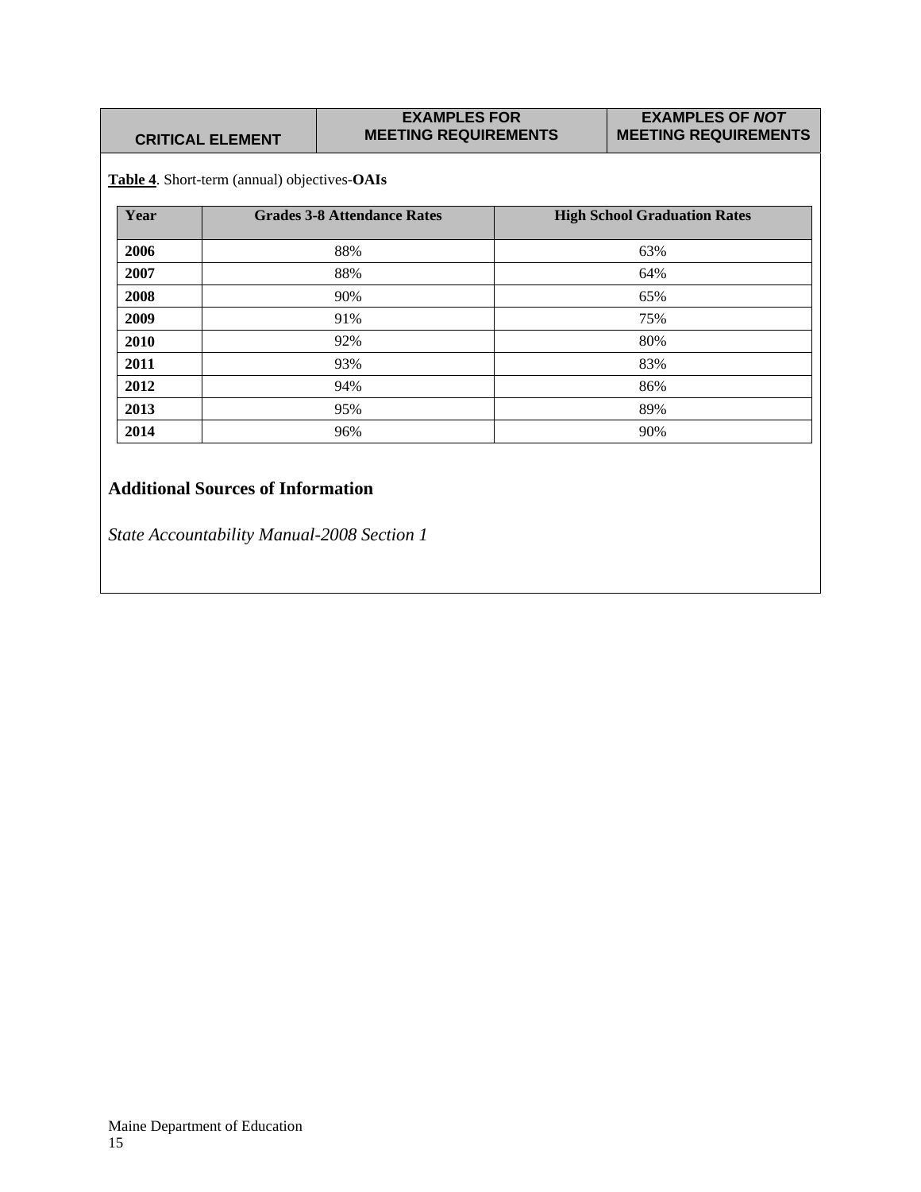| CRITICAL ELEMENT | EXAMPLES FOR MEETING REQUIREMENTS | EXAMPLES OF *NOT* MEETING REQUIREMENTS |
|---|---|---|

**Table 4**. Short-term (annual) objectives-**OAIs**

| Year | Grades 3-8 Attendance Rates | High School Graduation Rates |
|---|---|---|
| **2006** | 88% | 63% |
| **2007** | 88% | 64% |
| **2008** | 90% | 65% |
| **2009** | 91% | 75% |
| **2010** | 92% | 80% |
| **2011** | 93% | 83% |
| **2012** | 94% | 86% |
| **2013** | 95% | 89% |
| **2014** | 96% | 90% |

## Additional Sources of Information

*State Accountability Manual-2008 Section 1*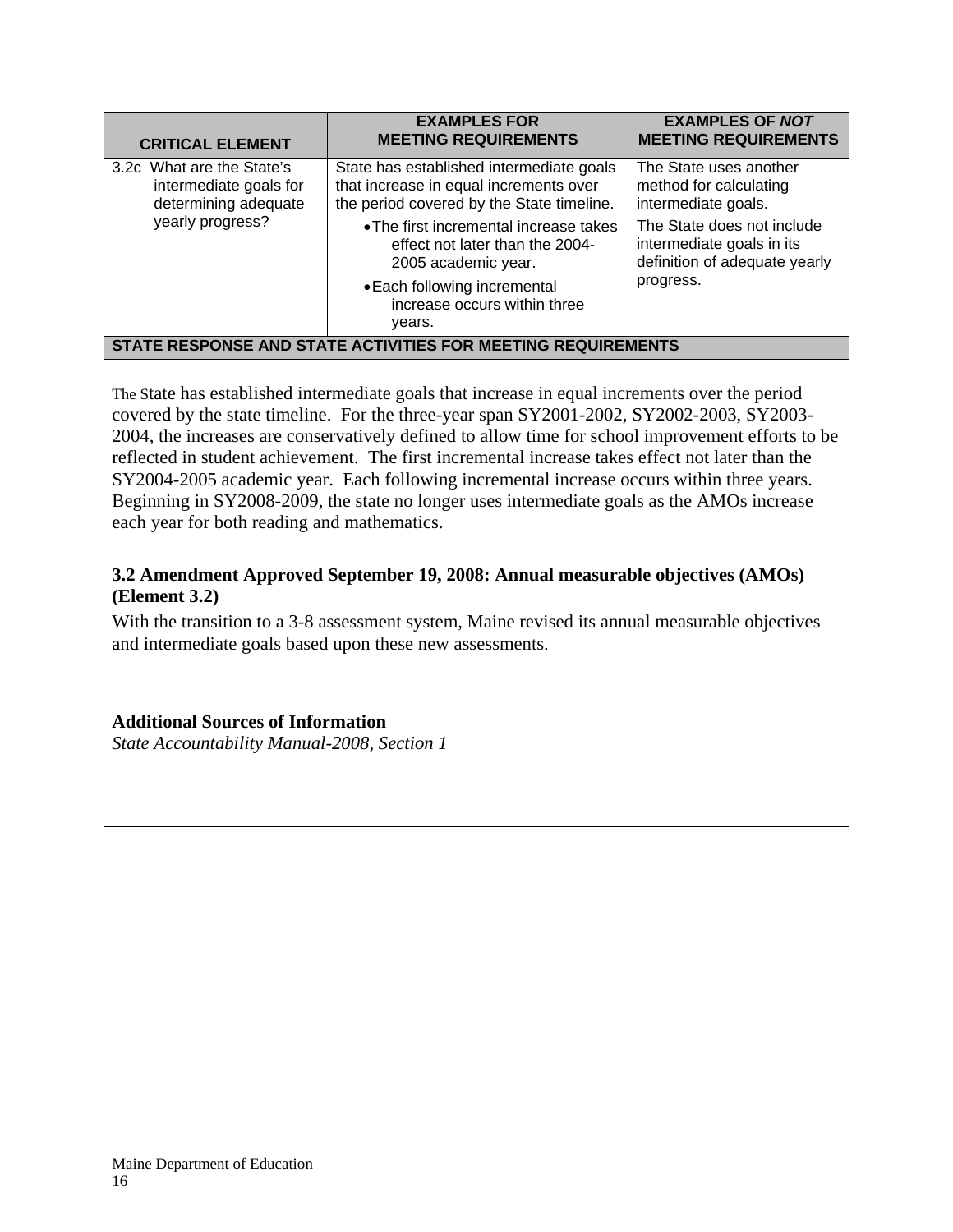| CRITICAL ELEMENT | EXAMPLES FOR MEETING REQUIREMENTS | EXAMPLES OF *NOT* MEETING REQUIREMENTS |
|---|---|---|
| 3.2c What are the State's intermediate goals for determining adequate yearly progress? | State has established intermediate goals that increase in equal increments over the period covered by the State timeline. • The first incremental increase takes effect not later than the 2004-2005 academic year. • Each following incremental increase occurs within three years. | The State uses another method for calculating intermediate goals. The State does not include intermediate goals in its definition of adequate yearly progress. |

**STATE RESPONSE AND STATE ACTIVITIES FOR MEETING REQUIREMENTS**

The State has established intermediate goals that increase in equal increments over the period covered by the state timeline. For the three-year span SY2001-2002, SY2002-2003, SY2003-2004, the increases are conservatively defined to allow time for school improvement efforts to be reflected in student achievement. The first incremental increase takes effect not later than the SY2004-2005 academic year. Each following incremental increase occurs within three years. Beginning in SY2008-2009, the state no longer uses intermediate goals as the AMOs increase each year for both reading and mathematics.

**3.2 Amendment Approved September 19, 2008: Annual measurable objectives (AMOs) (Element 3.2)**

With the transition to a 3-8 assessment system, Maine revised its annual measurable objectives and intermediate goals based upon these new assessments.

**Additional Sources of Information**

*State Accountability Manual-2008, Section 1*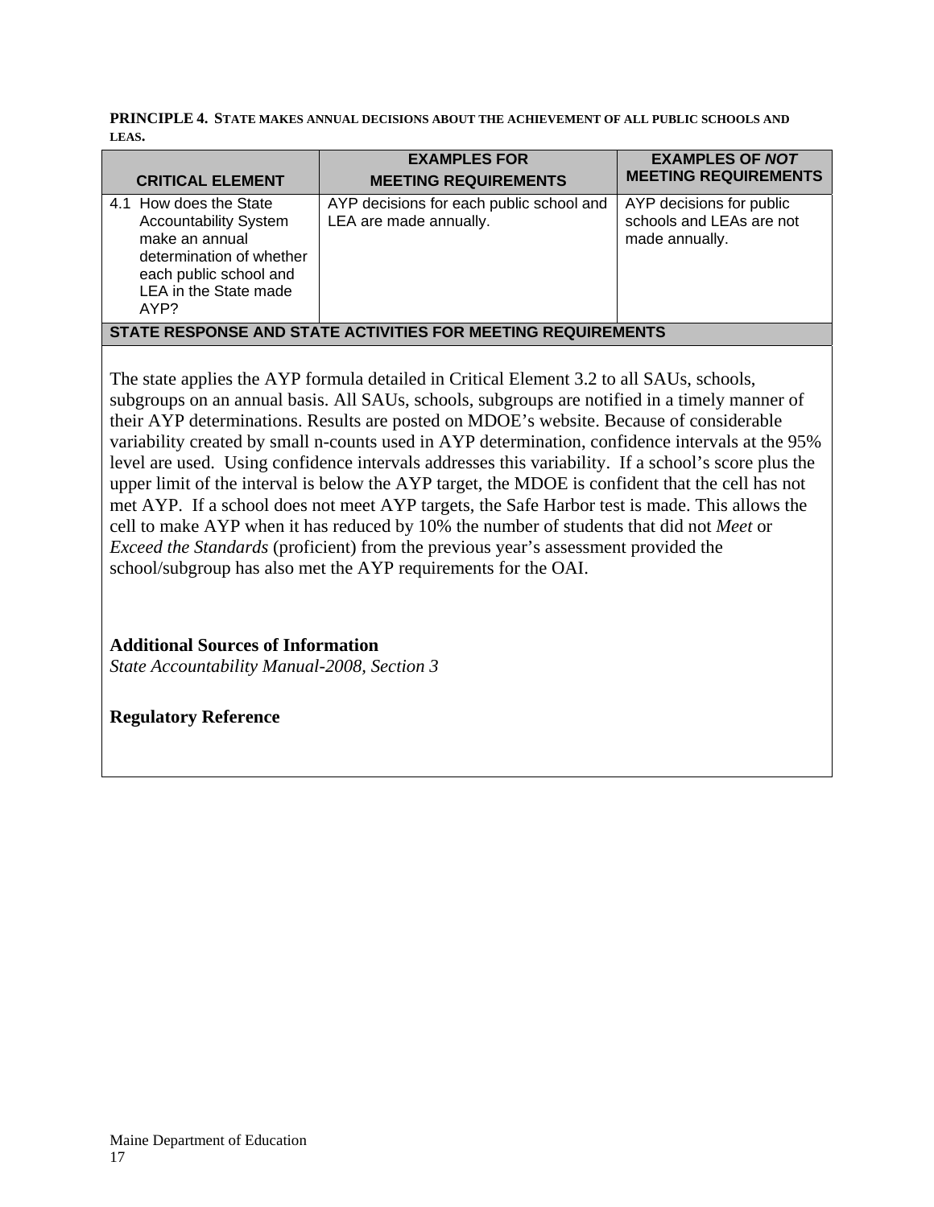**PRINCIPLE 4. STATE MAKES ANNUAL DECISIONS ABOUT THE ACHIEVEMENT OF ALL PUBLIC SCHOOLS AND LEAS.**

| CRITICAL ELEMENT | EXAMPLES FOR MEETING REQUIREMENTS | EXAMPLES OF *NOT* MEETING REQUIREMENTS |
|---|---|---|
| 4.1 How does the State Accountability System make an annual determination of whether each public school and LEA in the State made AYP? | AYP decisions for each public school and LEA are made annually. | AYP decisions for public schools and LEAs are not made annually. |

**STATE RESPONSE AND STATE ACTIVITIES FOR MEETING REQUIREMENTS**

The state applies the AYP formula detailed in Critical Element 3.2 to all SAUs, schools, subgroups on an annual basis. All SAUs, schools, subgroups are notified in a timely manner of their AYP determinations. Results are posted on MDOE's website. Because of considerable variability created by small n-counts used in AYP determination, confidence intervals at the 95% level are used. Using confidence intervals addresses this variability. If a school's score plus the upper limit of the interval is below the AYP target, the MDOE is confident that the cell has not met AYP. If a school does not meet AYP targets, the Safe Harbor test is made. This allows the cell to make AYP when it has reduced by 10% the number of students that did not *Meet* or *Exceed the Standards* (proficient) from the previous year's assessment provided the school/subgroup has also met the AYP requirements for the OAI.

**Additional Sources of Information**

*State Accountability Manual-2008, Section 3*

**Regulatory Reference**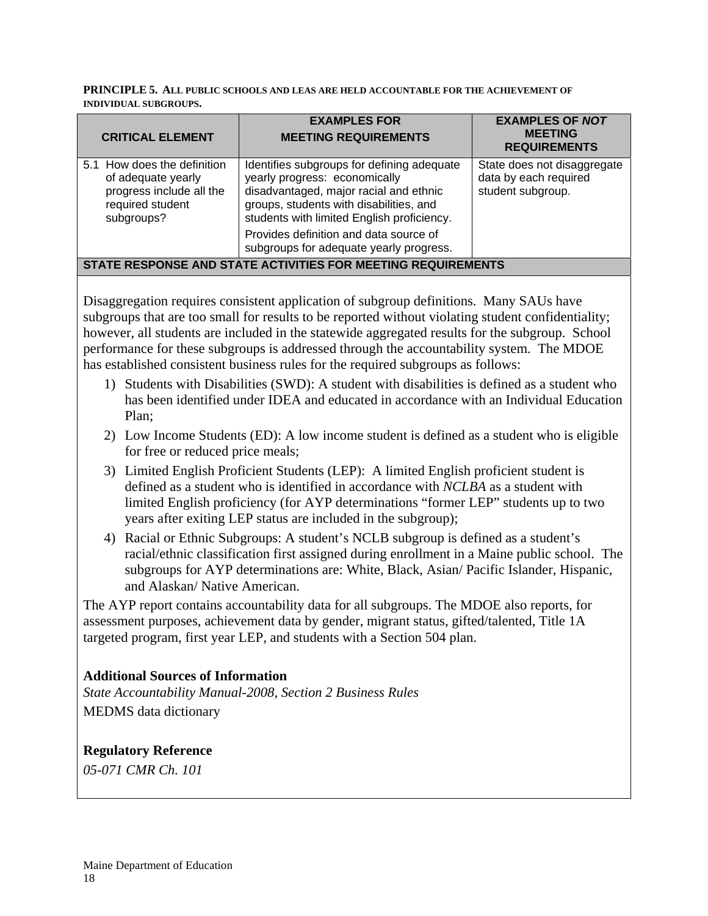**PRINCIPLE 5. ALL PUBLIC SCHOOLS AND LEAS ARE HELD ACCOUNTABLE FOR THE ACHIEVEMENT OF INDIVIDUAL SUBGROUPS.**

| CRITICAL ELEMENT | EXAMPLES FOR MEETING REQUIREMENTS | EXAMPLES OF *NOT* MEETING REQUIREMENTS |
|---|---|---|
| 5.1 How does the definition of adequate yearly progress include all the required student subgroups? | Identifies subgroups for defining adequate yearly progress: economically disadvantaged, major racial and ethnic groups, students with disabilities, and students with limited English proficiency.<br>Provides definition and data source of subgroups for adequate yearly progress. | State does not disaggregate data by each required student subgroup. |

**STATE RESPONSE AND STATE ACTIVITIES FOR MEETING REQUIREMENTS**

Disaggregation requires consistent application of subgroup definitions. Many SAUs have subgroups that are too small for results to be reported without violating student confidentiality; however, all students are included in the statewide aggregated results for the subgroup. School performance for these subgroups is addressed through the accountability system. The MDOE has established consistent business rules for the required subgroups as follows:

1) Students with Disabilities (SWD): A student with disabilities is defined as a student who has been identified under IDEA and educated in accordance with an Individual Education Plan;
2) Low Income Students (ED): A low income student is defined as a student who is eligible for free or reduced price meals;
3) Limited English Proficient Students (LEP): A limited English proficient student is defined as a student who is identified in accordance with *NCLBA* as a student with limited English proficiency (for AYP determinations "former LEP" students up to two years after exiting LEP status are included in the subgroup);
4) Racial or Ethnic Subgroups: A student's NCLB subgroup is defined as a student's racial/ethnic classification first assigned during enrollment in a Maine public school. The subgroups for AYP determinations are: White, Black, Asian/ Pacific Islander, Hispanic, and Alaskan/ Native American.

The AYP report contains accountability data for all subgroups. The MDOE also reports, for assessment purposes, achievement data by gender, migrant status, gifted/talented, Title 1A targeted program, first year LEP, and students with a Section 504 plan.

**Additional Sources of Information**

*State Accountability Manual-2008, Section 2 Business Rules*

MEDMS data dictionary

**Regulatory Reference**

*05-071 CMR Ch. 101*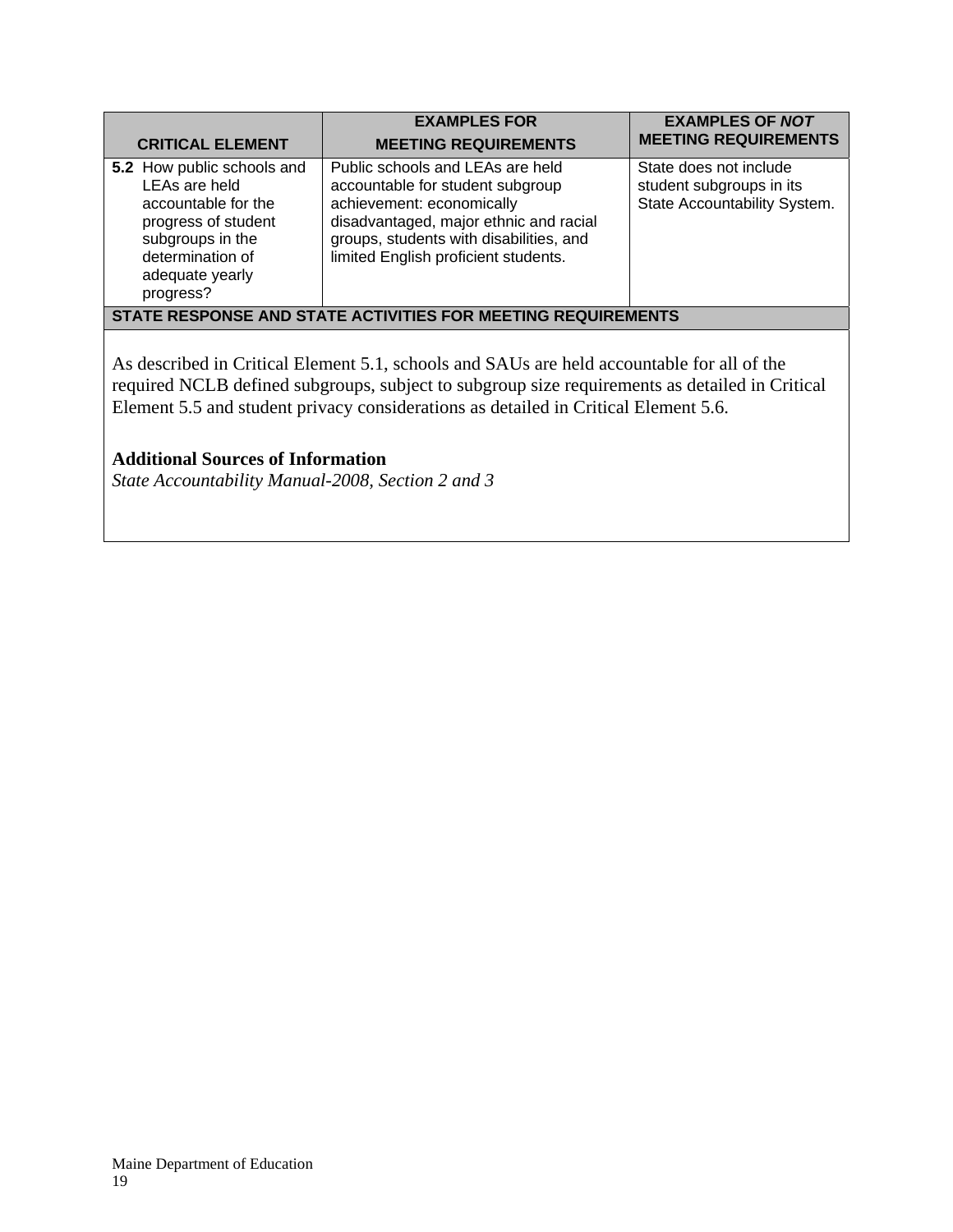| CRITICAL ELEMENT | EXAMPLES FOR MEETING REQUIREMENTS | EXAMPLES OF *NOT* MEETING REQUIREMENTS |
|---|---|---|
| **5.2** How public schools and LEAs are held accountable for the progress of student subgroups in the determination of adequate yearly progress? | Public schools and LEAs are held accountable for student subgroup achievement: economically disadvantaged, major ethnic and racial groups, students with disabilities, and limited English proficient students. | State does not include student subgroups in its State Accountability System. |

**STATE RESPONSE AND STATE ACTIVITIES FOR MEETING REQUIREMENTS**

As described in Critical Element 5.1, schools and SAUs are held accountable for all of the required NCLB defined subgroups, subject to subgroup size requirements as detailed in Critical Element 5.5 and student privacy considerations as detailed in Critical Element 5.6.

**Additional Sources of Information**

*State Accountability Manual-2008, Section 2 and 3*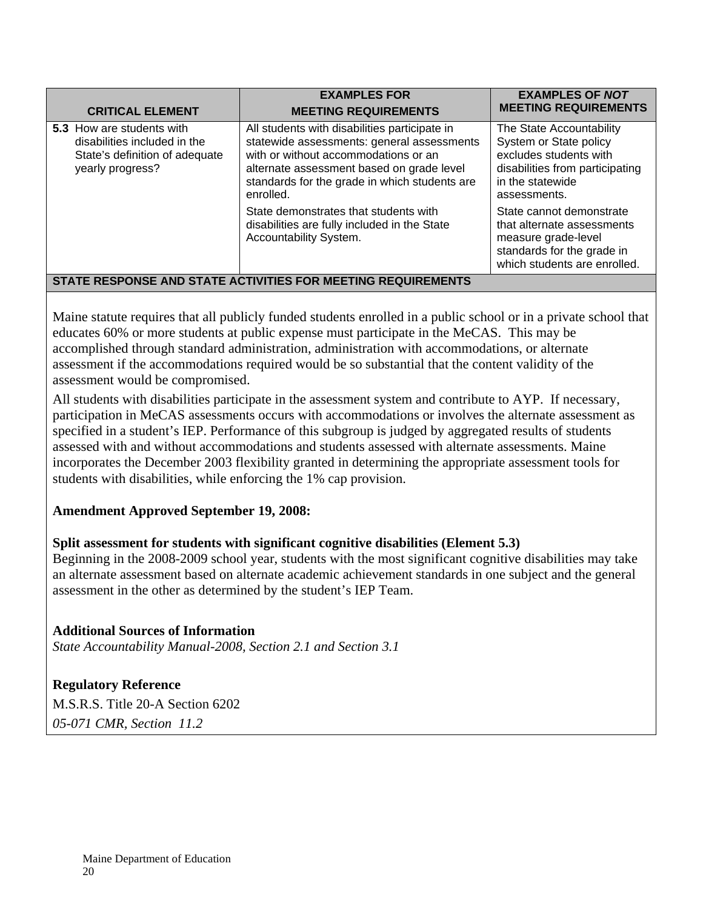| CRITICAL ELEMENT | EXAMPLES FOR MEETING REQUIREMENTS | EXAMPLES OF *NOT* MEETING REQUIREMENTS |
|---|---|---|
| **5.3** How are students with disabilities included in the State's definition of adequate yearly progress? | All students with disabilities participate in statewide assessments: general assessments with or without accommodations or an alternate assessment based on grade level standards for the grade in which students are enrolled.<br><br>State demonstrates that students with disabilities are fully included in the State Accountability System. | The State Accountability System or State policy excludes students with disabilities from participating in the statewide assessments.<br><br>State cannot demonstrate that alternate assessments measure grade-level standards for the grade in which students are enrolled. |

**STATE RESPONSE AND STATE ACTIVITIES FOR MEETING REQUIREMENTS**

Maine statute requires that all publicly funded students enrolled in a public school or in a private school that educates 60% or more students at public expense must participate in the MeCAS. This may be accomplished through standard administration, administration with accommodations, or alternate assessment if the accommodations required would be so substantial that the content validity of the assessment would be compromised.

All students with disabilities participate in the assessment system and contribute to AYP. If necessary, participation in MeCAS assessments occurs with accommodations or involves the alternate assessment as specified in a student's IEP. Performance of this subgroup is judged by aggregated results of students assessed with and without accommodations and students assessed with alternate assessments. Maine incorporates the December 2003 flexibility granted in determining the appropriate assessment tools for students with disabilities, while enforcing the 1% cap provision.

**Amendment Approved September 19, 2008:**

**Split assessment for students with significant cognitive disabilities (Element 5.3)**
Beginning in the 2008-2009 school year, students with the most significant cognitive disabilities may take an alternate assessment based on alternate academic achievement standards in one subject and the general assessment in the other as determined by the student's IEP Team.

**Additional Sources of Information**
*State Accountability Manual-2008, Section 2.1 and Section 3.1*

**Regulatory Reference**

M.S.R.S. Title 20-A Section 6202

*05-071 CMR, Section 11.2*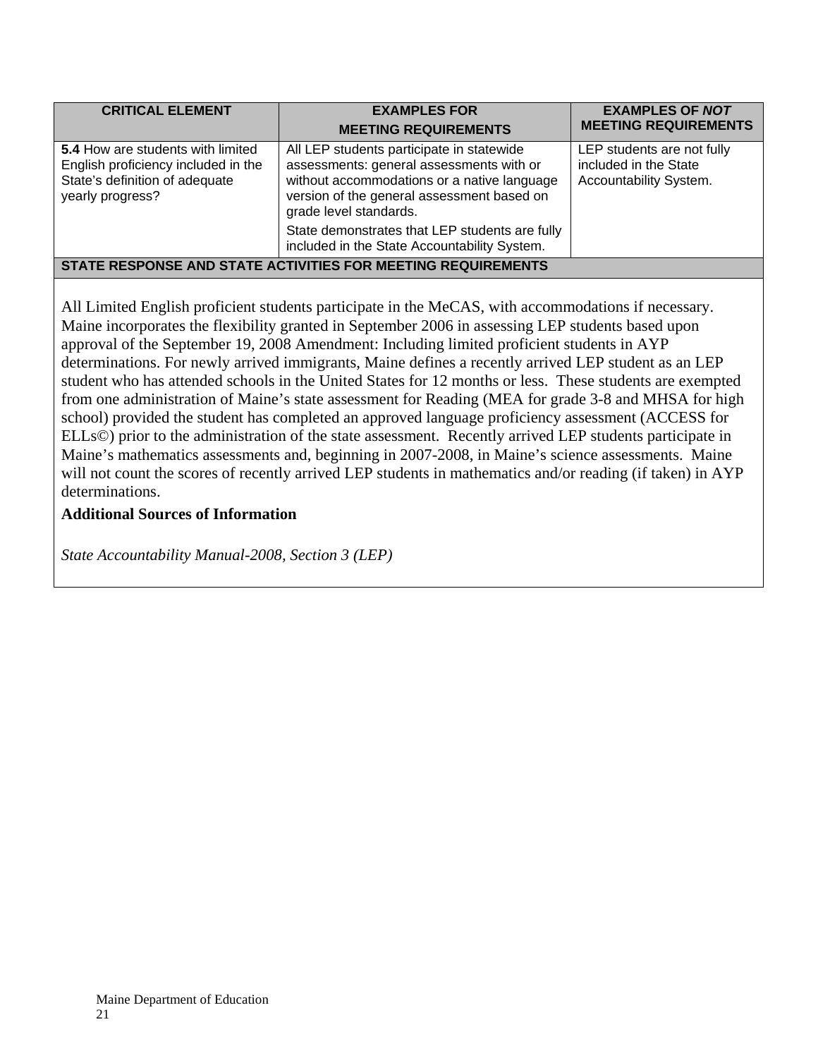| CRITICAL ELEMENT | EXAMPLES FOR MEETING REQUIREMENTS | EXAMPLES OF *NOT* MEETING REQUIREMENTS |
| --- | --- | --- |
| **5.4** How are students with limited English proficiency included in the State's definition of adequate yearly progress? | All LEP students participate in statewide assessments: general assessments with or without accommodations or a native language version of the general assessment based on grade level standards.<br><br>State demonstrates that LEP students are fully included in the State Accountability System. | LEP students are not fully included in the State Accountability System. |

**STATE RESPONSE AND STATE ACTIVITIES FOR MEETING REQUIREMENTS**

All Limited English proficient students participate in the MeCAS, with accommodations if necessary. Maine incorporates the flexibility granted in September 2006 in assessing LEP students based upon approval of the September 19, 2008 Amendment: Including limited proficient students in AYP determinations. For newly arrived immigrants, Maine defines a recently arrived LEP student as an LEP student who has attended schools in the United States for 12 months or less. These students are exempted from one administration of Maine's state assessment for Reading (MEA for grade 3-8 and MHSA for high school) provided the student has completed an approved language proficiency assessment (ACCESS for ELLs©) prior to the administration of the state assessment. Recently arrived LEP students participate in Maine's mathematics assessments and, beginning in 2007-2008, in Maine's science assessments. Maine will not count the scores of recently arrived LEP students in mathematics and/or reading (if taken) in AYP determinations.

**Additional Sources of Information**

*State Accountability Manual-2008, Section 3 (LEP)*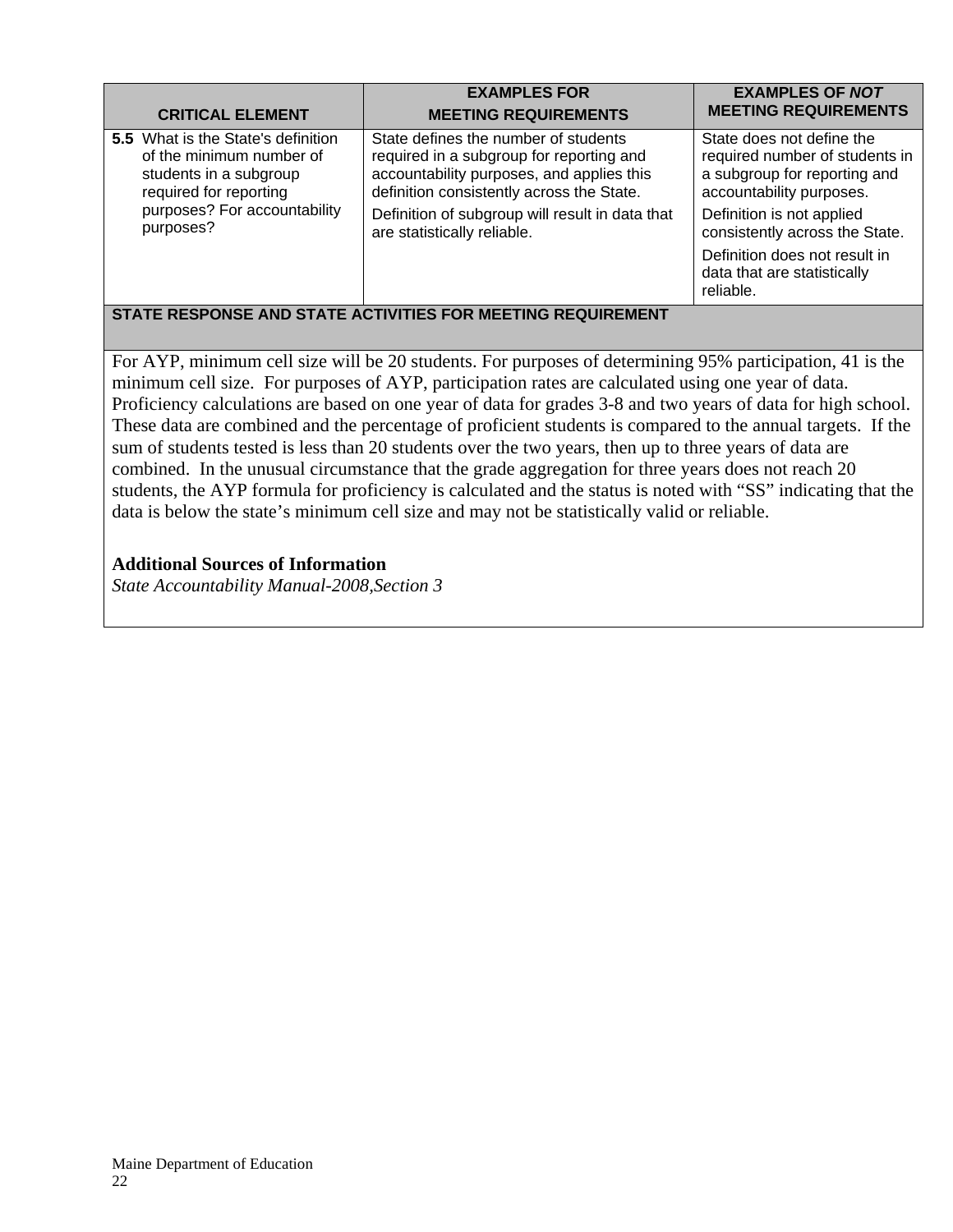| CRITICAL ELEMENT | EXAMPLES FOR MEETING REQUIREMENTS | EXAMPLES OF *NOT* MEETING REQUIREMENTS |
|---|---|---|
| **5.5** What is the State's definition of the minimum number of students in a subgroup required for reporting purposes? For accountability purposes? | State defines the number of students required in a subgroup for reporting and accountability purposes, and applies this definition consistently across the State.<br><br>Definition of subgroup will result in data that are statistically reliable. | State does not define the required number of students in a subgroup for reporting and accountability purposes.<br><br>Definition is not applied consistently across the State.<br><br>Definition does not result in data that are statistically reliable. |

**STATE RESPONSE AND STATE ACTIVITIES FOR MEETING REQUIREMENT**

For AYP, minimum cell size will be 20 students. For purposes of determining 95% participation, 41 is the minimum cell size. For purposes of AYP, participation rates are calculated using one year of data. Proficiency calculations are based on one year of data for grades 3-8 and two years of data for high school. These data are combined and the percentage of proficient students is compared to the annual targets. If the sum of students tested is less than 20 students over the two years, then up to three years of data are combined. In the unusual circumstance that the grade aggregation for three years does not reach 20 students, the AYP formula for proficiency is calculated and the status is noted with "SS" indicating that the data is below the state's minimum cell size and may not be statistically valid or reliable.

**Additional Sources of Information**

*State Accountability Manual-2008,Section 3*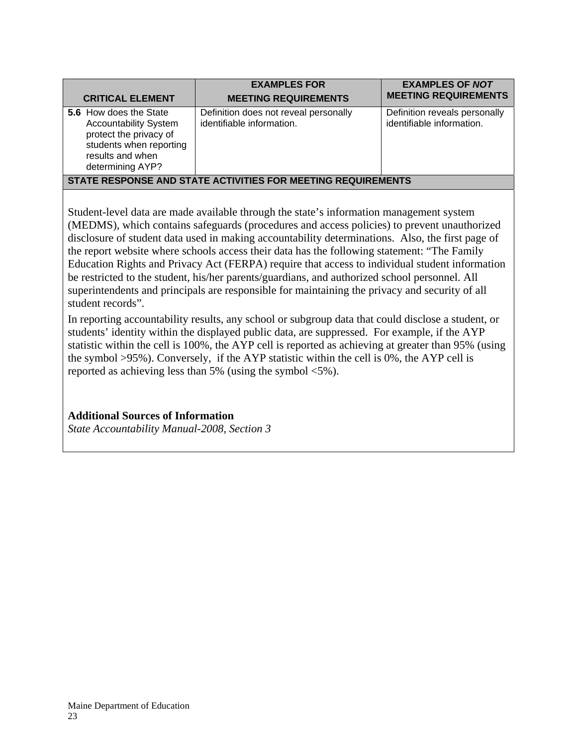| CRITICAL ELEMENT | EXAMPLES FOR MEETING REQUIREMENTS | EXAMPLES OF *NOT* MEETING REQUIREMENTS |
|---|---|---|
| **5.6** How does the State Accountability System protect the privacy of students when reporting results and when determining AYP? | Definition does not reveal personally identifiable information. | Definition reveals personally identifiable information. |

**STATE RESPONSE AND STATE ACTIVITIES FOR MEETING REQUIREMENTS**

Student-level data are made available through the state's information management system (MEDMS), which contains safeguards (procedures and access policies) to prevent unauthorized disclosure of student data used in making accountability determinations. Also, the first page of the report website where schools access their data has the following statement: "The Family Education Rights and Privacy Act (FERPA) require that access to individual student information be restricted to the student, his/her parents/guardians, and authorized school personnel. All superintendents and principals are responsible for maintaining the privacy and security of all student records".

In reporting accountability results, any school or subgroup data that could disclose a student, or students' identity within the displayed public data, are suppressed. For example, if the AYP statistic within the cell is 100%, the AYP cell is reported as achieving at greater than 95% (using the symbol >95%). Conversely, if the AYP statistic within the cell is 0%, the AYP cell is reported as achieving less than 5% (using the symbol <5%).

**Additional Sources of Information**

*State Accountability Manual-2008, Section 3*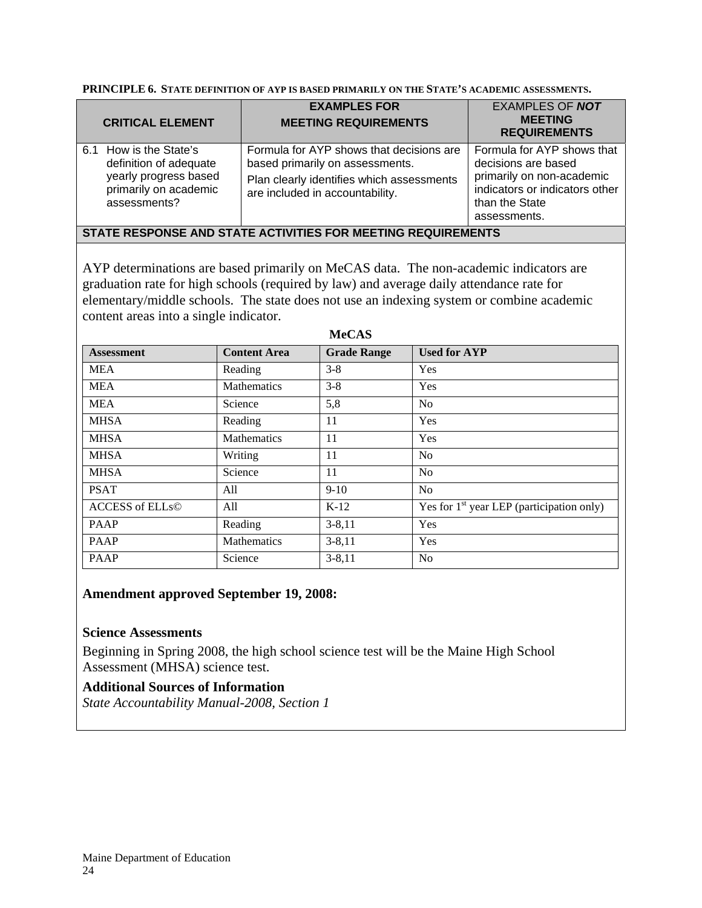**PRINCIPLE 6. STATE DEFINITION OF AYP IS BASED PRIMARILY ON THE STATE'S ACADEMIC ASSESSMENTS.**

| CRITICAL ELEMENT | EXAMPLES FOR MEETING REQUIREMENTS | EXAMPLES OF ***NOT*** MEETING REQUIREMENTS |
|---|---|---|
| 6.1 How is the State's definition of adequate yearly progress based primarily on academic assessments? | Formula for AYP shows that decisions are based primarily on assessments. Plan clearly identifies which assessments are included in accountability. | Formula for AYP shows that decisions are based primarily on non-academic indicators or indicators other than the State assessments. |

**STATE RESPONSE AND STATE ACTIVITIES FOR MEETING REQUIREMENTS**

AYP determinations are based primarily on MeCAS data. The non-academic indicators are graduation rate for high schools (required by law) and average daily attendance rate for elementary/middle schools. The state does not use an indexing system or combine academic content areas into a single indicator.

**MeCAS**

| Assessment | Content Area | Grade Range | Used for AYP |
|---|---|---|---|
| MEA | Reading | 3-8 | Yes |
| MEA | Mathematics | 3-8 | Yes |
| MEA | Science | 5,8 | No |
| MHSA | Reading | 11 | Yes |
| MHSA | Mathematics | 11 | Yes |
| MHSA | Writing | 11 | No |
| MHSA | Science | 11 | No |
| PSAT | All | 9-10 | No |
| ACCESS of ELLs© | All | K-12 | Yes for 1st year LEP (participation only) |
| PAAP | Reading | 3-8,11 | Yes |
| PAAP | Mathematics | 3-8,11 | Yes |
| PAAP | Science | 3-8,11 | No |

**Amendment approved September 19, 2008:**

**Science Assessments**

Beginning in Spring 2008, the high school science test will be the Maine High School Assessment (MHSA) science test.

**Additional Sources of Information**

*State Accountability Manual-2008, Section 1*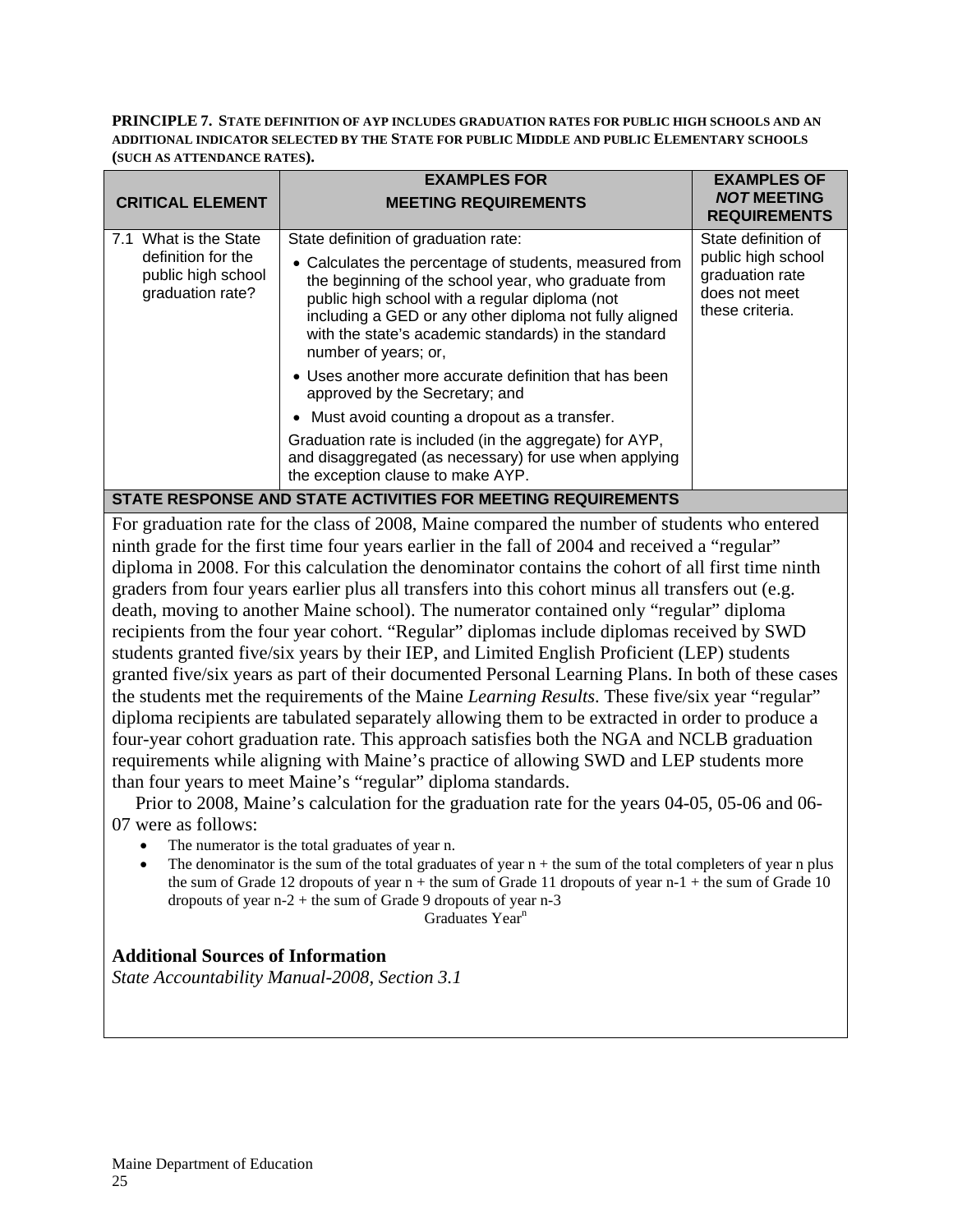**PRINCIPLE 7. STATE DEFINITION OF AYP INCLUDES GRADUATION RATES FOR PUBLIC HIGH SCHOOLS AND AN ADDITIONAL INDICATOR SELECTED BY THE STATE FOR PUBLIC MIDDLE AND PUBLIC ELEMENTARY SCHOOLS (SUCH AS ATTENDANCE RATES).**

| CRITICAL ELEMENT | EXAMPLES FOR MEETING REQUIREMENTS | EXAMPLES OF *NOT* MEETING REQUIREMENTS |
|---|---|---|
| 7.1 What is the State definition for the public high school graduation rate? | State definition of graduation rate:<br>• Calculates the percentage of students, measured from the beginning of the school year, who graduate from public high school with a regular diploma (not including a GED or any other diploma not fully aligned with the state's academic standards) in the standard number of years; or,<br>• Uses another more accurate definition that has been approved by the Secretary; and<br>• Must avoid counting a dropout as a transfer.<br>Graduation rate is included (in the aggregate) for AYP, and disaggregated (as necessary) for use when applying the exception clause to make AYP. | State definition of public high school graduation rate does not meet these criteria. |

**STATE RESPONSE AND STATE ACTIVITIES FOR MEETING REQUIREMENTS**

For graduation rate for the class of 2008, Maine compared the number of students who entered ninth grade for the first time four years earlier in the fall of 2004 and received a "regular" diploma in 2008. For this calculation the denominator contains the cohort of all first time ninth graders from four years earlier plus all transfers into this cohort minus all transfers out (e.g. death, moving to another Maine school). The numerator contained only "regular" diploma recipients from the four year cohort. "Regular" diplomas include diplomas received by SWD students granted five/six years by their IEP, and Limited English Proficient (LEP) students granted five/six years as part of their documented Personal Learning Plans. In both of these cases the students met the requirements of the Maine *Learning Results*. These five/six year "regular" diploma recipients are tabulated separately allowing them to be extracted in order to produce a four-year cohort graduation rate. This approach satisfies both the NGA and NCLB graduation requirements while aligning with Maine's practice of allowing SWD and LEP students more than four years to meet Maine's "regular" diploma standards.

Prior to 2008, Maine's calculation for the graduation rate for the years 04-05, 05-06 and 06-07 were as follows:

- The numerator is the total graduates of year n.
- The denominator is the sum of the total graduates of year n + the sum of the total completers of year n plus the sum of Grade 12 dropouts of year n + the sum of Grade 11 dropouts of year n-1 + the sum of Grade 10 dropouts of year n-2 + the sum of Grade 9 dropouts of year n-3

Graduates Year$^n$

### Additional Sources of Information

*State Accountability Manual-2008, Section 3.1*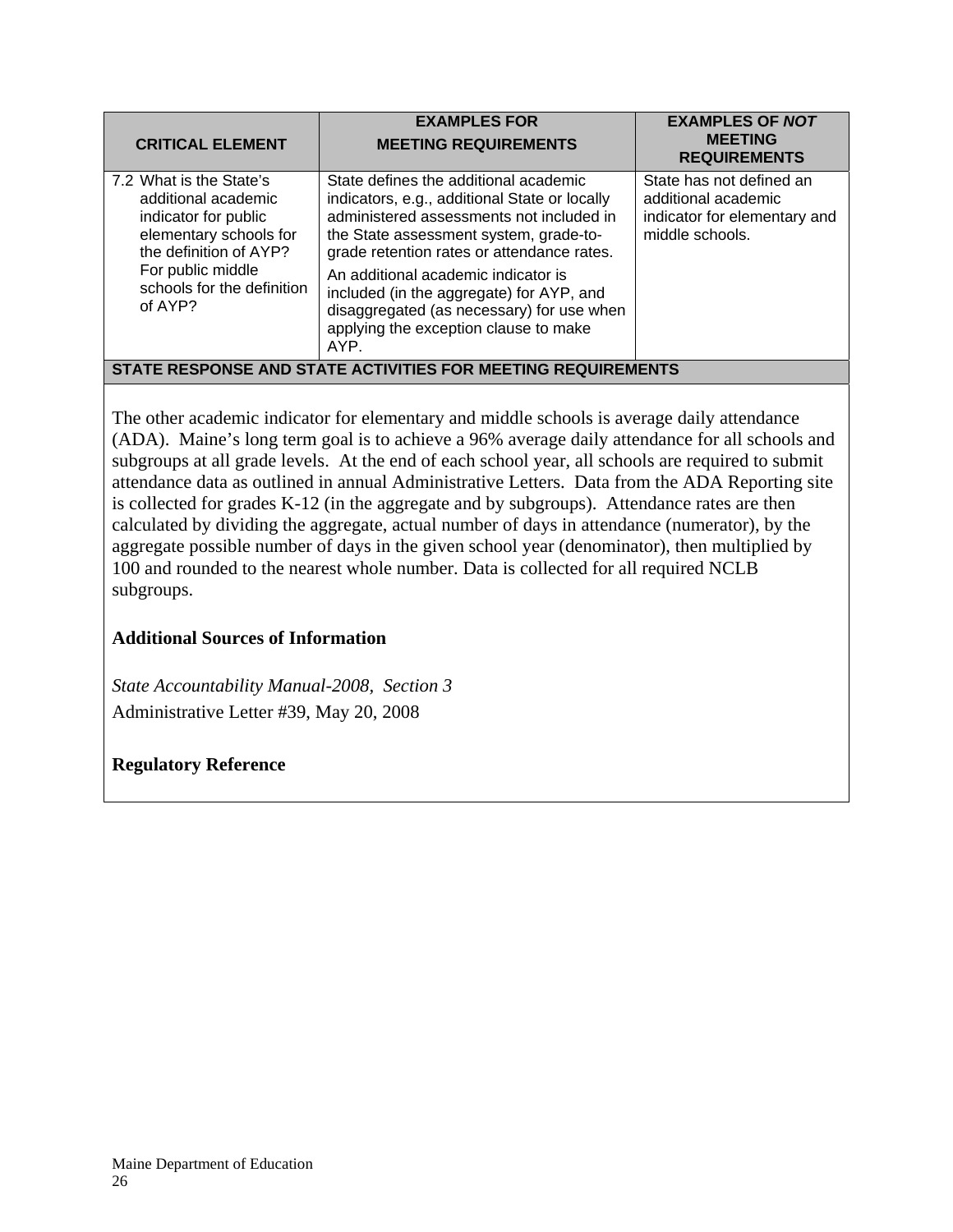| CRITICAL ELEMENT | EXAMPLES FOR MEETING REQUIREMENTS | EXAMPLES OF *NOT* MEETING REQUIREMENTS |
|---|---|---|
| 7.2 What is the State's additional academic indicator for public elementary schools for the definition of AYP? For public middle schools for the definition of AYP? | State defines the additional academic indicators, e.g., additional State or locally administered assessments not included in the State assessment system, grade-to-grade retention rates or attendance rates. An additional academic indicator is included (in the aggregate) for AYP, and disaggregated (as necessary) for use when applying the exception clause to make AYP. | State has not defined an additional academic indicator for elementary and middle schools. |

**STATE RESPONSE AND STATE ACTIVITIES FOR MEETING REQUIREMENTS**

The other academic indicator for elementary and middle schools is average daily attendance (ADA). Maine's long term goal is to achieve a 96% average daily attendance for all schools and subgroups at all grade levels. At the end of each school year, all schools are required to submit attendance data as outlined in annual Administrative Letters. Data from the ADA Reporting site is collected for grades K-12 (in the aggregate and by subgroups). Attendance rates are then calculated by dividing the aggregate, actual number of days in attendance (numerator), by the aggregate possible number of days in the given school year (denominator), then multiplied by 100 and rounded to the nearest whole number. Data is collected for all required NCLB subgroups.

**Additional Sources of Information**

*State Accountability Manual-2008, Section 3*
Administrative Letter #39, May 20, 2008

**Regulatory Reference**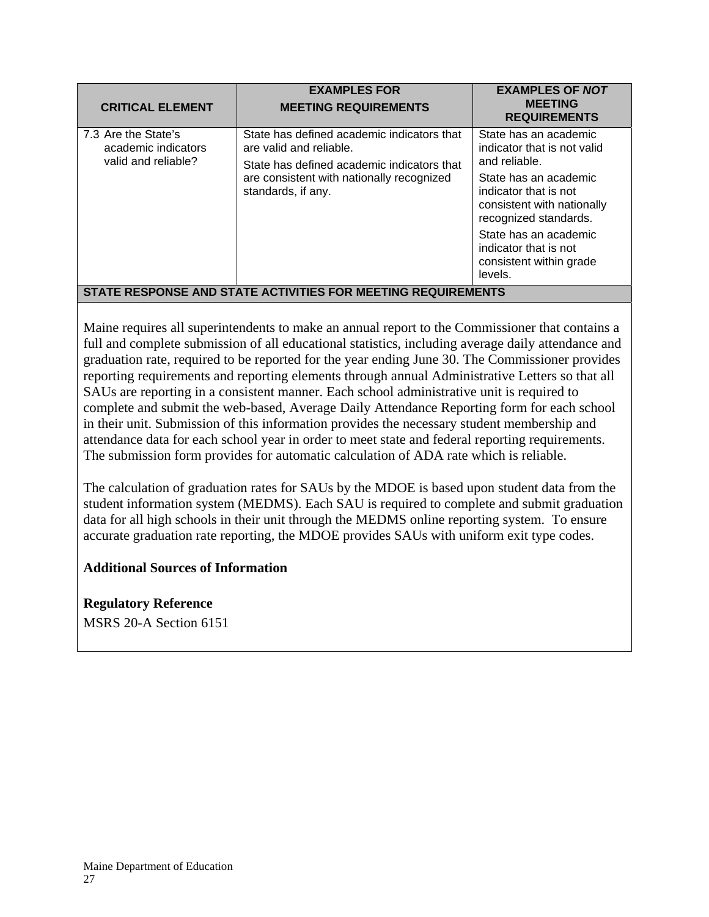| CRITICAL ELEMENT | EXAMPLES FOR MEETING REQUIREMENTS | EXAMPLES OF *NOT* MEETING REQUIREMENTS |
|---|---|---|
| 7.3 Are the State's academic indicators valid and reliable? | State has defined academic indicators that are valid and reliable.<br>State has defined academic indicators that are consistent with nationally recognized standards, if any. | State has an academic indicator that is not valid and reliable.<br>State has an academic indicator that is not consistent with nationally recognized standards.<br>State has an academic indicator that is not consistent within grade levels. |

**STATE RESPONSE AND STATE ACTIVITIES FOR MEETING REQUIREMENTS**

Maine requires all superintendents to make an annual report to the Commissioner that contains a full and complete submission of all educational statistics, including average daily attendance and graduation rate, required to be reported for the year ending June 30. The Commissioner provides reporting requirements and reporting elements through annual Administrative Letters so that all SAUs are reporting in a consistent manner. Each school administrative unit is required to complete and submit the web-based, Average Daily Attendance Reporting form for each school in their unit. Submission of this information provides the necessary student membership and attendance data for each school year in order to meet state and federal reporting requirements. The submission form provides for automatic calculation of ADA rate which is reliable.

The calculation of graduation rates for SAUs by the MDOE is based upon student data from the student information system (MEDMS). Each SAU is required to complete and submit graduation data for all high schools in their unit through the MEDMS online reporting system. To ensure accurate graduation rate reporting, the MDOE provides SAUs with uniform exit type codes.

**Additional Sources of Information**

**Regulatory Reference**

MSRS 20-A Section 6151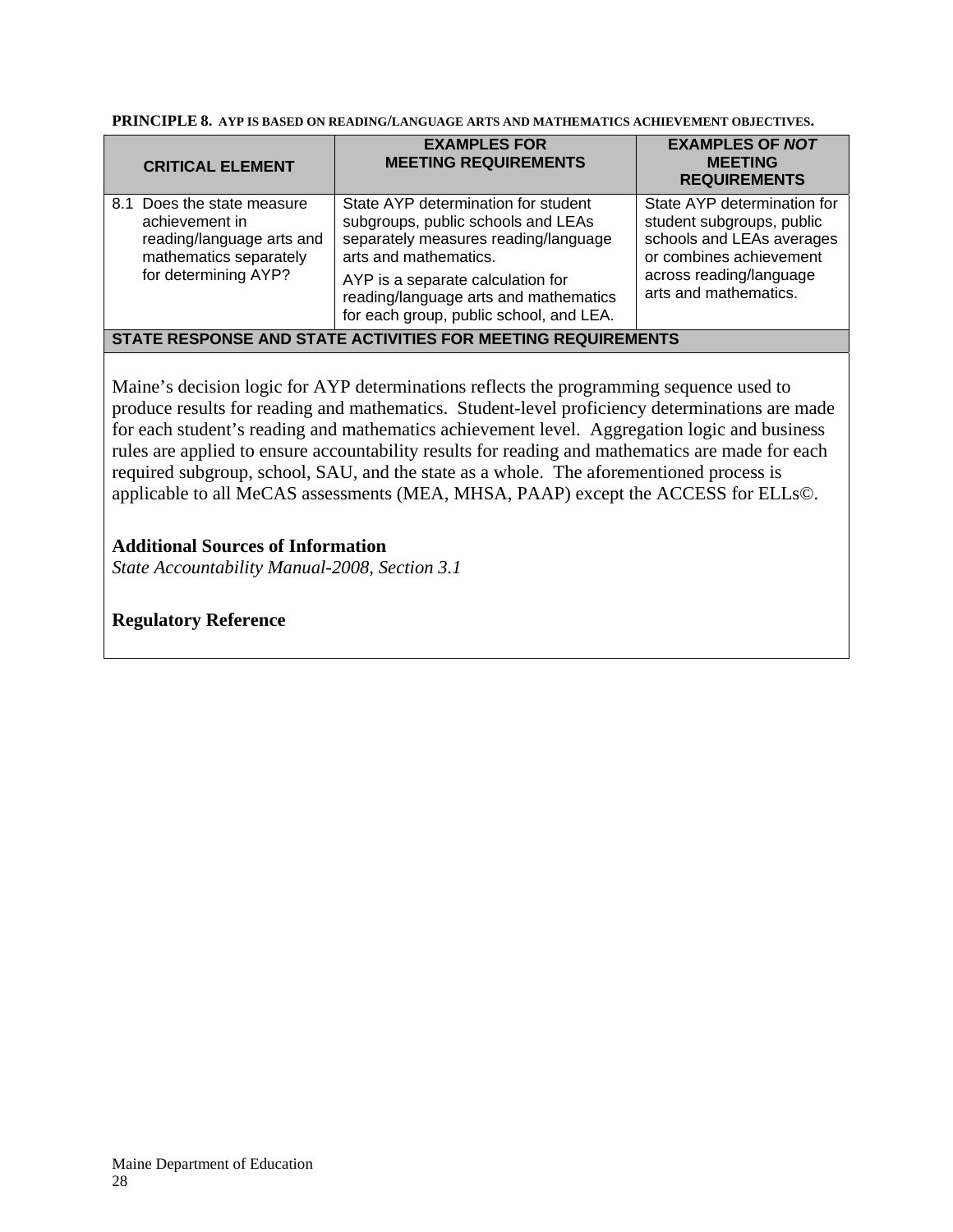**PRINCIPLE 8.** **AYP IS BASED ON READING/LANGUAGE ARTS AND MATHEMATICS ACHIEVEMENT OBJECTIVES.**

| CRITICAL ELEMENT | EXAMPLES FOR MEETING REQUIREMENTS | EXAMPLES OF *NOT* MEETING REQUIREMENTS |
|---|---|---|
| 8.1 Does the state measure achievement in reading/language arts and mathematics separately for determining AYP? | State AYP determination for student subgroups, public schools and LEAs separately measures reading/language arts and mathematics.<br><br>AYP is a separate calculation for reading/language arts and mathematics for each group, public school, and LEA. | State AYP determination for student subgroups, public schools and LEAs averages or combines achievement across reading/language arts and mathematics. |

**STATE RESPONSE AND STATE ACTIVITIES FOR MEETING REQUIREMENTS**

Maine's decision logic for AYP determinations reflects the programming sequence used to produce results for reading and mathematics. Student-level proficiency determinations are made for each student's reading and mathematics achievement level. Aggregation logic and business rules are applied to ensure accountability results for reading and mathematics are made for each required subgroup, school, SAU, and the state as a whole. The aforementioned process is applicable to all MeCAS assessments (MEA, MHSA, PAAP) except the ACCESS for ELLs©.

**Additional Sources of Information**

*State Accountability Manual-2008, Section 3.1*

**Regulatory Reference**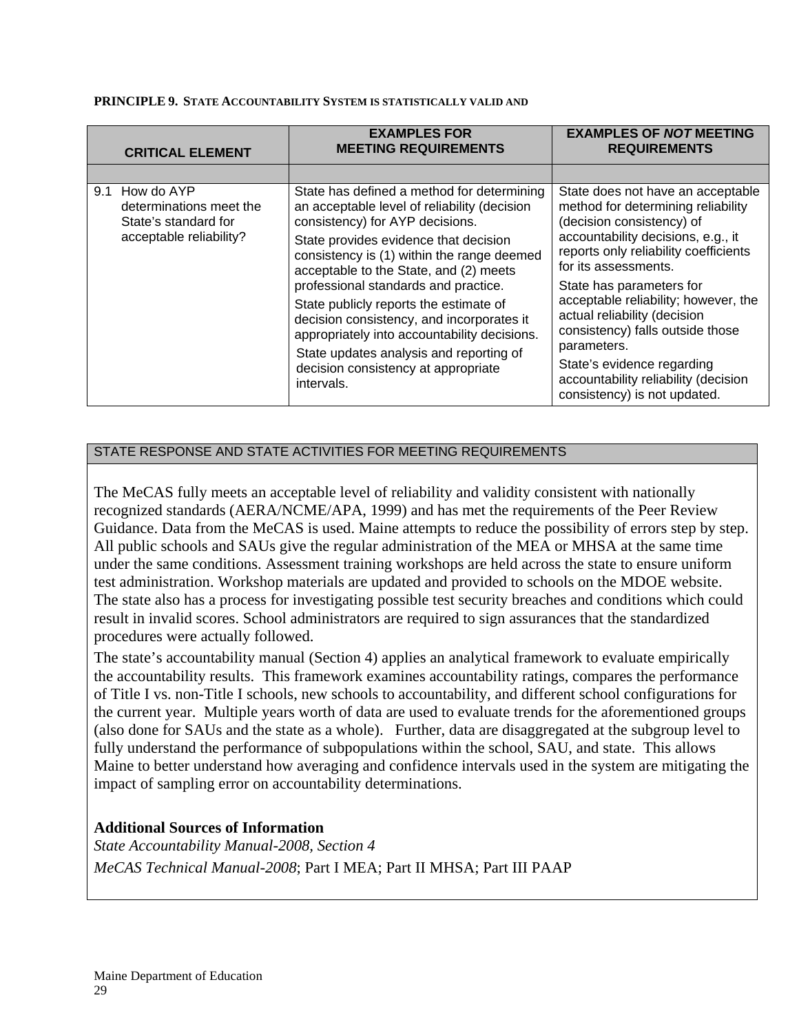**PRINCIPLE 9. STATE ACCOUNTABILITY SYSTEM IS STATISTICALLY VALID AND**

| CRITICAL ELEMENT | EXAMPLES FOR MEETING REQUIREMENTS | EXAMPLES OF *NOT* MEETING REQUIREMENTS |
|---|---|---|
| | | |
| 9.1 How do AYP determinations meet the State's standard for acceptable reliability? | State has defined a method for determining an acceptable level of reliability (decision consistency) for AYP decisions.<br>State provides evidence that decision consistency is (1) within the range deemed acceptable to the State, and (2) meets professional standards and practice.<br>State publicly reports the estimate of decision consistency, and incorporates it appropriately into accountability decisions.<br>State updates analysis and reporting of decision consistency at appropriate intervals. | State does not have an acceptable method for determining reliability (decision consistency) of accountability decisions, e.g., it reports only reliability coefficients for its assessments.<br>State has parameters for acceptable reliability; however, the actual reliability (decision consistency) falls outside those parameters.<br>State's evidence regarding accountability reliability (decision consistency) is not updated. |

| STATE RESPONSE AND STATE ACTIVITIES FOR MEETING REQUIREMENTS |
|---|

The MeCAS fully meets an acceptable level of reliability and validity consistent with nationally recognized standards (AERA/NCME/APA, 1999) and has met the requirements of the Peer Review Guidance. Data from the MeCAS is used. Maine attempts to reduce the possibility of errors step by step. All public schools and SAUs give the regular administration of the MEA or MHSA at the same time under the same conditions. Assessment training workshops are held across the state to ensure uniform test administration. Workshop materials are updated and provided to schools on the MDOE website. The state also has a process for investigating possible test security breaches and conditions which could result in invalid scores. School administrators are required to sign assurances that the standardized procedures were actually followed.

The state's accountability manual (Section 4) applies an analytical framework to evaluate empirically the accountability results. This framework examines accountability ratings, compares the performance of Title I vs. non-Title I schools, new schools to accountability, and different school configurations for the current year. Multiple years worth of data are used to evaluate trends for the aforementioned groups (also done for SAUs and the state as a whole). Further, data are disaggregated at the subgroup level to fully understand the performance of subpopulations within the school, SAU, and state. This allows Maine to better understand how averaging and confidence intervals used in the system are mitigating the impact of sampling error on accountability determinations.

**Additional Sources of Information**

*State Accountability Manual-2008, Section 4*

*MeCAS Technical Manual-2008*; Part I MEA; Part II MHSA; Part III PAAP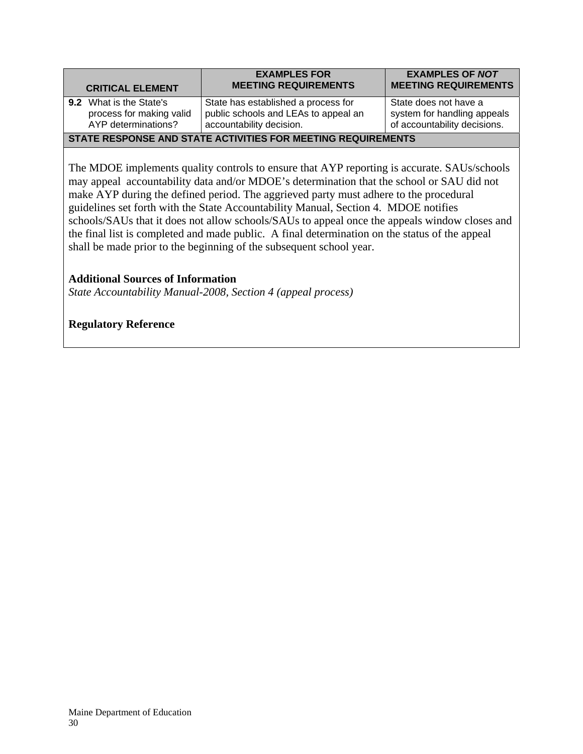| CRITICAL ELEMENT | EXAMPLES FOR MEETING REQUIREMENTS | EXAMPLES OF *NOT* MEETING REQUIREMENTS |
|---|---|---|
| **9.2** What is the State's process for making valid AYP determinations? | State has established a process for public schools and LEAs to appeal an accountability decision. | State does not have a system for handling appeals of accountability decisions. |

**STATE RESPONSE AND STATE ACTIVITIES FOR MEETING REQUIREMENTS**

The MDOE implements quality controls to ensure that AYP reporting is accurate. SAUs/schools may appeal accountability data and/or MDOE's determination that the school or SAU did not make AYP during the defined period. The aggrieved party must adhere to the procedural guidelines set forth with the State Accountability Manual, Section 4. MDOE notifies schools/SAUs that it does not allow schools/SAUs to appeal once the appeals window closes and the final list is completed and made public. A final determination on the status of the appeal shall be made prior to the beginning of the subsequent school year.

**Additional Sources of Information**

*State Accountability Manual-2008, Section 4 (appeal process)*

**Regulatory Reference**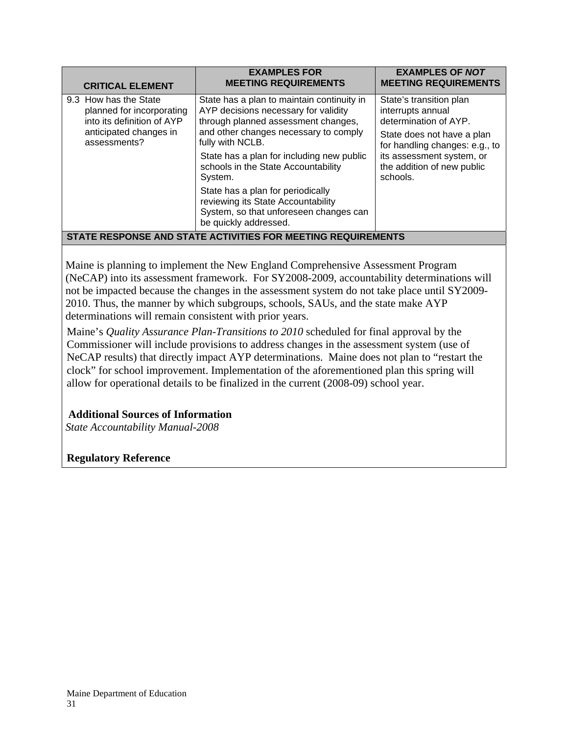| CRITICAL ELEMENT | EXAMPLES FOR MEETING REQUIREMENTS | EXAMPLES OF *NOT* MEETING REQUIREMENTS |
|---|---|---|
| 9.3 How has the State planned for incorporating into its definition of AYP anticipated changes in assessments? | State has a plan to maintain continuity in AYP decisions necessary for validity through planned assessment changes, and other changes necessary to comply fully with NCLB.<br><br>State has a plan for including new public schools in the State Accountability System.<br><br>State has a plan for periodically reviewing its State Accountability System, so that unforeseen changes can be quickly addressed. | State's transition plan interrupts annual determination of AYP.<br><br>State does not have a plan for handling changes: e.g., to its assessment system, or the addition of new public schools. |

**STATE RESPONSE AND STATE ACTIVITIES FOR MEETING REQUIREMENTS**

Maine is planning to implement the New England Comprehensive Assessment Program (NeCAP) into its assessment framework. For SY2008-2009, accountability determinations will not be impacted because the changes in the assessment system do not take place until SY2009-2010. Thus, the manner by which subgroups, schools, SAUs, and the state make AYP determinations will remain consistent with prior years.

Maine's *Quality Assurance Plan-Transitions to 2010* scheduled for final approval by the Commissioner will include provisions to address changes in the assessment system (use of NeCAP results) that directly impact AYP determinations. Maine does not plan to "restart the clock" for school improvement. Implementation of the aforementioned plan this spring will allow for operational details to be finalized in the current (2008-09) school year.

**Additional Sources of Information**

*State Accountability Manual-2008*

**Regulatory Reference**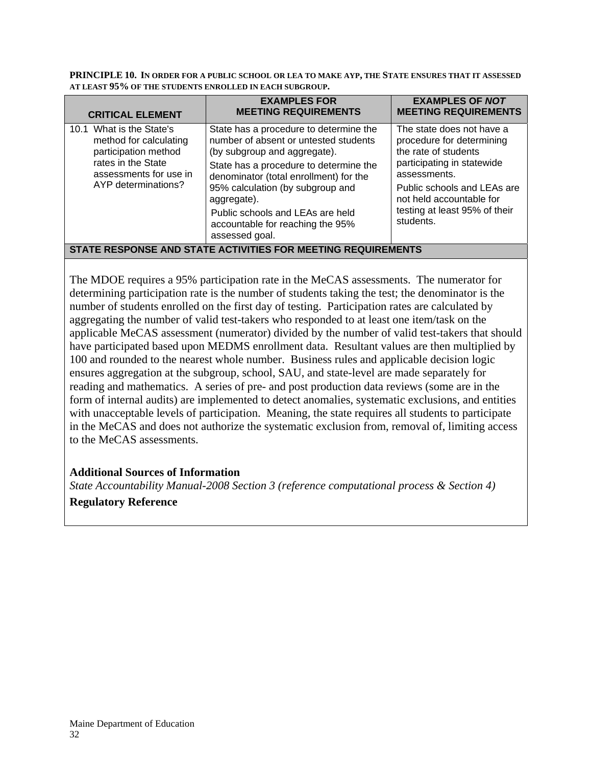**PRINCIPLE 10. IN ORDER FOR A PUBLIC SCHOOL OR LEA TO MAKE AYP, THE STATE ENSURES THAT IT ASSESSED AT LEAST 95% OF THE STUDENTS ENROLLED IN EACH SUBGROUP.**

| CRITICAL ELEMENT | EXAMPLES FOR MEETING REQUIREMENTS | EXAMPLES OF *NOT* MEETING REQUIREMENTS |
|---|---|---|
| 10.1 What is the State's method for calculating participation method rates in the State assessments for use in AYP determinations? | State has a procedure to determine the number of absent or untested students (by subgroup and aggregate).<br>State has a procedure to determine the denominator (total enrollment) for the 95% calculation (by subgroup and aggregate).<br>Public schools and LEAs are held accountable for reaching the 95% assessed goal. | The state does not have a procedure for determining the rate of students participating in statewide assessments.<br>Public schools and LEAs are not held accountable for testing at least 95% of their students. |

**STATE RESPONSE AND STATE ACTIVITIES FOR MEETING REQUIREMENTS**

The MDOE requires a 95% participation rate in the MeCAS assessments. The numerator for determining participation rate is the number of students taking the test; the denominator is the number of students enrolled on the first day of testing. Participation rates are calculated by aggregating the number of valid test-takers who responded to at least one item/task on the applicable MeCAS assessment (numerator) divided by the number of valid test-takers that should have participated based upon MEDMS enrollment data. Resultant values are then multiplied by 100 and rounded to the nearest whole number. Business rules and applicable decision logic ensures aggregation at the subgroup, school, SAU, and state-level are made separately for reading and mathematics. A series of pre- and post production data reviews (some are in the form of internal audits) are implemented to detect anomalies, systematic exclusions, and entities with unacceptable levels of participation. Meaning, the state requires all students to participate in the MeCAS and does not authorize the systematic exclusion from, removal of, limiting access to the MeCAS assessments.

**Additional Sources of Information**

*State Accountability Manual-2008 Section 3 (reference computational process & Section 4)*

**Regulatory Reference**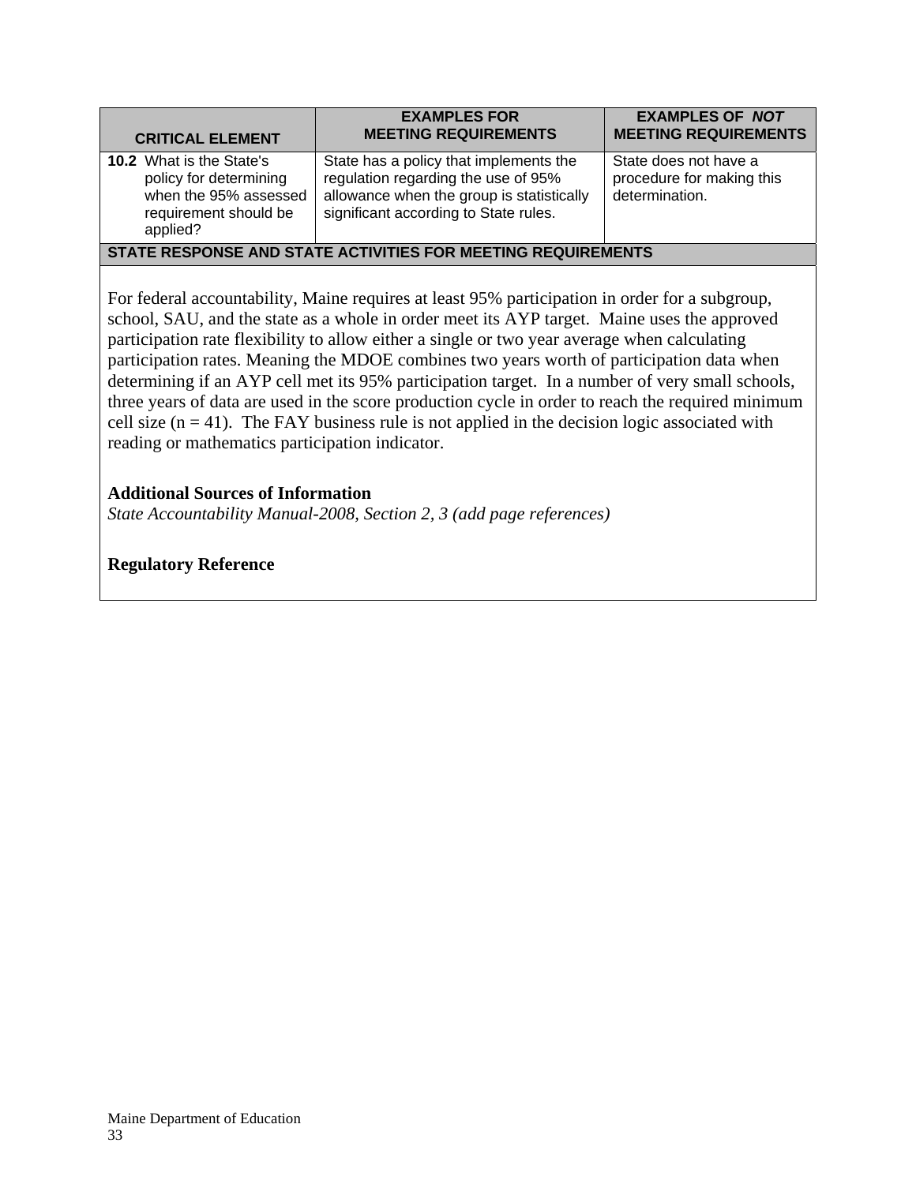| CRITICAL ELEMENT | EXAMPLES FOR MEETING REQUIREMENTS | EXAMPLES OF *NOT* MEETING REQUIREMENTS |
| --- | --- | --- |
| **10.2** What is the State's policy for determining when the 95% assessed requirement should be applied? | State has a policy that implements the regulation regarding the use of 95% allowance when the group is statistically significant according to State rules. | State does not have a procedure for making this determination. |

**STATE RESPONSE AND STATE ACTIVITIES FOR MEETING REQUIREMENTS**

For federal accountability, Maine requires at least 95% participation in order for a subgroup, school, SAU, and the state as a whole in order meet its AYP target. Maine uses the approved participation rate flexibility to allow either a single or two year average when calculating participation rates. Meaning the MDOE combines two years worth of participation data when determining if an AYP cell met its 95% participation target. In a number of very small schools, three years of data are used in the score production cycle in order to reach the required minimum cell size (n = 41). The FAY business rule is not applied in the decision logic associated with reading or mathematics participation indicator.

**Additional Sources of Information**

*State Accountability Manual-2008, Section 2, 3 (add page references)*

**Regulatory Reference**

Maine Department of Education